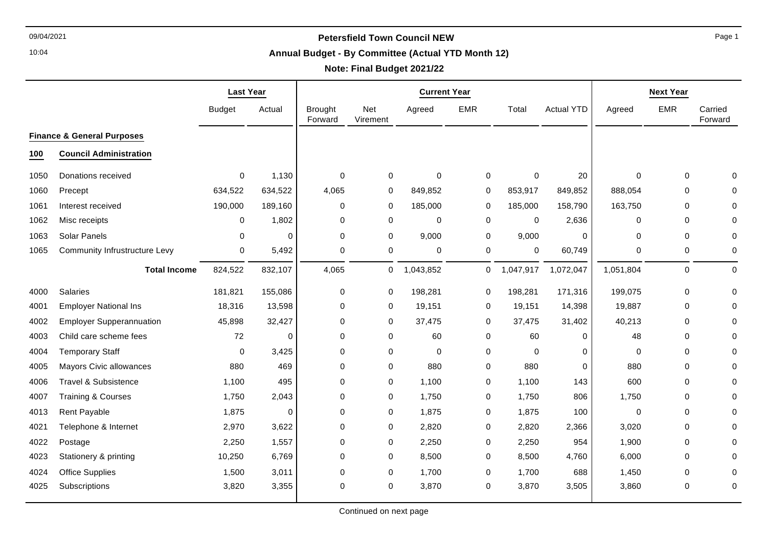# Petersfield Town Council NEW

## Annual Budget - By Committee (Actual YTD Month 12)

**Note: Final Budget 2021/22**

| | | Last Year | | Current Year | | | | | | Next Year | | |
|---|---|---|---|---|---|---|---|---|---|---|---|---|
| | | Budget | Actual | Brought Forward | Net Virement | Agreed | EMR | Total | Actual YTD | Agreed | EMR | Carried Forward |
| **Finance & General Purposes** | | | | | | | | | | | | |
| **100** | **Council Administration** | | | | | | | | | | | |
| 1050 | Donations received | 0 | 1,130 | 0 | 0 | 0 | 0 | 0 | 20 | 0 | 0 | 0 |
| 1060 | Precept | 634,522 | 634,522 | 4,065 | 0 | 849,852 | 0 | 853,917 | 849,852 | 888,054 | 0 | 0 |
| 1061 | Interest received | 190,000 | 189,160 | 0 | 0 | 185,000 | 0 | 185,000 | 158,790 | 163,750 | 0 | 0 |
| 1062 | Misc receipts | 0 | 1,802 | 0 | 0 | 0 | 0 | 0 | 2,636 | 0 | 0 | 0 |
| 1063 | Solar Panels | 0 | 0 | 0 | 0 | 9,000 | 0 | 9,000 | 0 | 0 | 0 | 0 |
| 1065 | Community Infrustructure Levy | 0 | 5,492 | 0 | 0 | 0 | 0 | 0 | 60,749 | 0 | 0 | 0 |
| | **Total Income** | 824,522 | 832,107 | 4,065 | 0 | 1,043,852 | 0 | 1,047,917 | 1,072,047 | 1,051,804 | 0 | 0 |
| 4000 | Salaries | 181,821 | 155,086 | 0 | 0 | 198,281 | 0 | 198,281 | 171,316 | 199,075 | 0 | 0 |
| 4001 | Employer National Ins | 18,316 | 13,598 | 0 | 0 | 19,151 | 0 | 19,151 | 14,398 | 19,887 | 0 | 0 |
| 4002 | Employer Supperannuation | 45,898 | 32,427 | 0 | 0 | 37,475 | 0 | 37,475 | 31,402 | 40,213 | 0 | 0 |
| 4003 | Child care scheme fees | 72 | 0 | 0 | 0 | 60 | 0 | 60 | 0 | 48 | 0 | 0 |
| 4004 | Temporary Staff | 0 | 3,425 | 0 | 0 | 0 | 0 | 0 | 0 | 0 | 0 | 0 |
| 4005 | Mayors Civic allowances | 880 | 469 | 0 | 0 | 880 | 0 | 880 | 0 | 880 | 0 | 0 |
| 4006 | Travel & Subsistence | 1,100 | 495 | 0 | 0 | 1,100 | 0 | 1,100 | 143 | 600 | 0 | 0 |
| 4007 | Training & Courses | 1,750 | 2,043 | 0 | 0 | 1,750 | 0 | 1,750 | 806 | 1,750 | 0 | 0 |
| 4013 | Rent Payable | 1,875 | 0 | 0 | 0 | 1,875 | 0 | 1,875 | 100 | 0 | 0 | 0 |
| 4021 | Telephone & Internet | 2,970 | 3,622 | 0 | 0 | 2,820 | 0 | 2,820 | 2,366 | 3,020 | 0 | 0 |
| 4022 | Postage | 2,250 | 1,557 | 0 | 0 | 2,250 | 0 | 2,250 | 954 | 1,900 | 0 | 0 |
| 4023 | Stationery & printing | 10,250 | 6,769 | 0 | 0 | 8,500 | 0 | 8,500 | 4,760 | 6,000 | 0 | 0 |
| 4024 | Office Supplies | 1,500 | 3,011 | 0 | 0 | 1,700 | 0 | 1,700 | 688 | 1,450 | 0 | 0 |
| 4025 | Subscriptions | 3,820 | 3,355 | 0 | 0 | 3,870 | 0 | 3,870 | 3,505 | 3,860 | 0 | 0 |

Continued on next page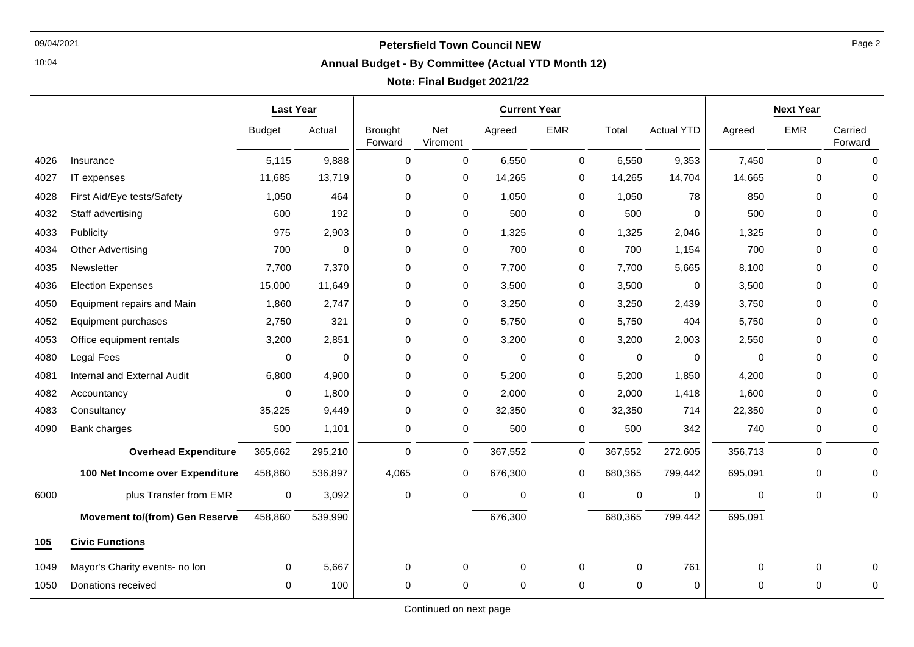# Petersfield Town Council NEW

## Annual Budget - By Committee (Actual YTD Month 12)

### Note: Final Budget 2021/22

| | | Last Year | | Current Year | | | | | | Next Year | | |
|---|---|---|---|---|---|---|---|---|---|---|---|---|
| | | Budget | Actual | Brought Forward | Net Virement | Agreed | EMR | Total | Actual YTD | Agreed | EMR | Carried Forward |
| 4026 | Insurance | 5,115 | 9,888 | 0 | 0 | 6,550 | 0 | 6,550 | 9,353 | 7,450 | 0 | 0 |
| 4027 | IT expenses | 11,685 | 13,719 | 0 | 0 | 14,265 | 0 | 14,265 | 14,704 | 14,665 | 0 | 0 |
| 4028 | First Aid/Eye tests/Safety | 1,050 | 464 | 0 | 0 | 1,050 | 0 | 1,050 | 78 | 850 | 0 | 0 |
| 4032 | Staff advertising | 600 | 192 | 0 | 0 | 500 | 0 | 500 | 0 | 500 | 0 | 0 |
| 4033 | Publicity | 975 | 2,903 | 0 | 0 | 1,325 | 0 | 1,325 | 2,046 | 1,325 | 0 | 0 |
| 4034 | Other Advertising | 700 | 0 | 0 | 0 | 700 | 0 | 700 | 1,154 | 700 | 0 | 0 |
| 4035 | Newsletter | 7,700 | 7,370 | 0 | 0 | 7,700 | 0 | 7,700 | 5,665 | 8,100 | 0 | 0 |
| 4036 | Election Expenses | 15,000 | 11,649 | 0 | 0 | 3,500 | 0 | 3,500 | 0 | 3,500 | 0 | 0 |
| 4050 | Equipment repairs and Main | 1,860 | 2,747 | 0 | 0 | 3,250 | 0 | 3,250 | 2,439 | 3,750 | 0 | 0 |
| 4052 | Equipment purchases | 2,750 | 321 | 0 | 0 | 5,750 | 0 | 5,750 | 404 | 5,750 | 0 | 0 |
| 4053 | Office equipment rentals | 3,200 | 2,851 | 0 | 0 | 3,200 | 0 | 3,200 | 2,003 | 2,550 | 0 | 0 |
| 4080 | Legal Fees | 0 | 0 | 0 | 0 | 0 | 0 | 0 | 0 | 0 | 0 | 0 |
| 4081 | Internal and External Audit | 6,800 | 4,900 | 0 | 0 | 5,200 | 0 | 5,200 | 1,850 | 4,200 | 0 | 0 |
| 4082 | Accountancy | 0 | 1,800 | 0 | 0 | 2,000 | 0 | 2,000 | 1,418 | 1,600 | 0 | 0 |
| 4083 | Consultancy | 35,225 | 9,449 | 0 | 0 | 32,350 | 0 | 32,350 | 714 | 22,350 | 0 | 0 |
| 4090 | Bank charges | 500 | 1,101 | 0 | 0 | 500 | 0 | 500 | 342 | 740 | 0 | 0 |
| | **Overhead Expenditure** | 365,662 | 295,210 | 0 | 0 | 367,552 | 0 | 367,552 | 272,605 | 356,713 | 0 | 0 |
| | **100 Net Income over Expenditure** | 458,860 | 536,897 | 4,065 | 0 | 676,300 | 0 | 680,365 | 799,442 | 695,091 | 0 | 0 |
| 6000 | plus Transfer from EMR | 0 | 3,092 | 0 | 0 | 0 | 0 | 0 | 0 | 0 | 0 | 0 |
| | **Movement to/(from) Gen Reserve** | 458,860 | 539,990 | | | 676,300 | | 680,365 | 799,442 | 695,091 | | |
| **105** | **Civic Functions** | | | | | | | | | | | |
| 1049 | Mayor's Charity events- no lon | 0 | 5,667 | 0 | 0 | 0 | 0 | 0 | 761 | 0 | 0 | 0 |
| 1050 | Donations received | 0 | 100 | 0 | 0 | 0 | 0 | 0 | 0 | 0 | 0 | 0 |

Continued on next page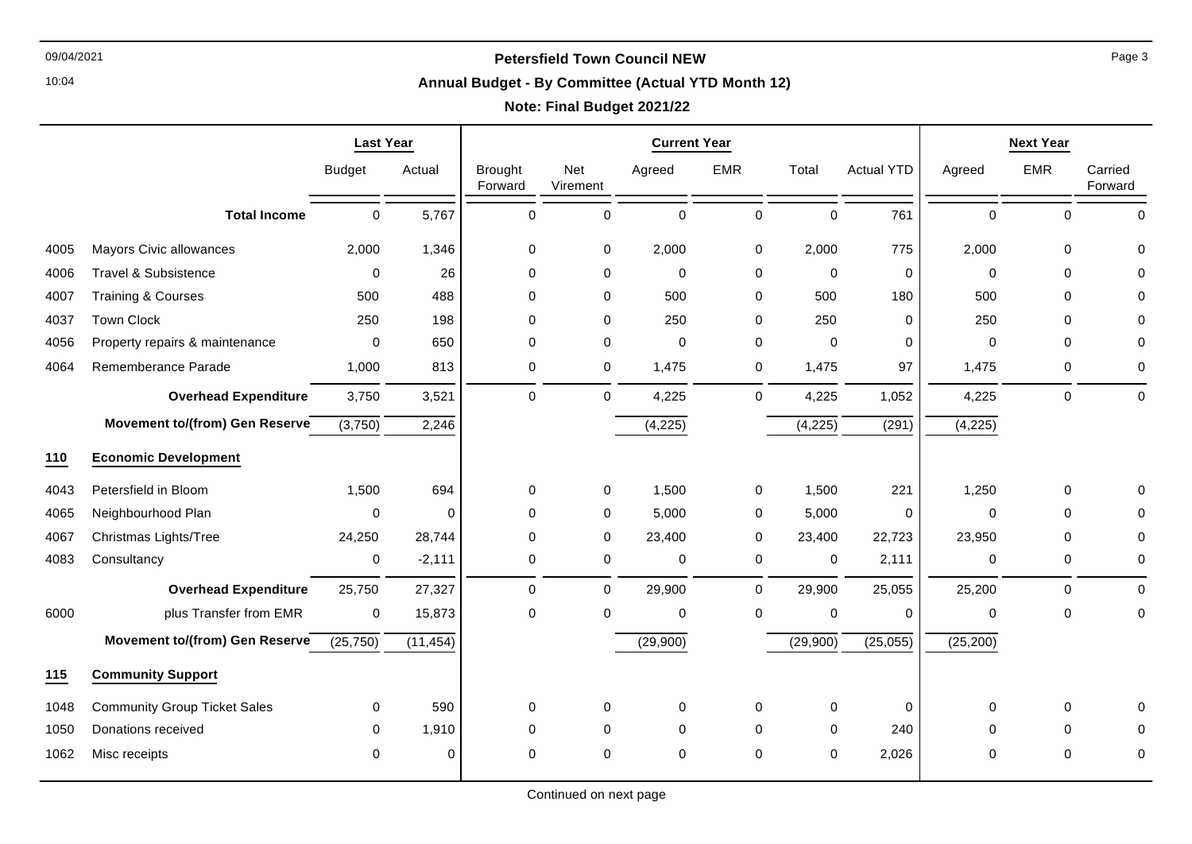**Petersfield Town Council NEW**

**Annual Budget - By Committee (Actual YTD Month 12)**

**Note: Final Budget 2021/22**

| | | Last Year | | Current Year | | | | | | Next Year | | |
|---|---|---|---|---|---|---|---|---|---|---|---|---|
| | | Budget | Actual | Brought Forward | Net Virement | Agreed | EMR | Total | Actual YTD | Agreed | EMR | Carried Forward |
| | **Total Income** | 0 | 5,767 | 0 | 0 | 0 | 0 | 0 | 761 | 0 | 0 | 0 |
| 4005 | Mayors Civic allowances | 2,000 | 1,346 | 0 | 0 | 2,000 | 0 | 2,000 | 775 | 2,000 | 0 | 0 |
| 4006 | Travel & Subsistence | 0 | 26 | 0 | 0 | 0 | 0 | 0 | 0 | 0 | 0 | 0 |
| 4007 | Training & Courses | 500 | 488 | 0 | 0 | 500 | 0 | 500 | 180 | 500 | 0 | 0 |
| 4037 | Town Clock | 250 | 198 | 0 | 0 | 250 | 0 | 250 | 0 | 250 | 0 | 0 |
| 4056 | Property repairs & maintenance | 0 | 650 | 0 | 0 | 0 | 0 | 0 | 0 | 0 | 0 | 0 |
| 4064 | Rememberance Parade | 1,000 | 813 | 0 | 0 | 1,475 | 0 | 1,475 | 97 | 1,475 | 0 | 0 |
| | **Overhead Expenditure** | 3,750 | 3,521 | 0 | 0 | 4,225 | 0 | 4,225 | 1,052 | 4,225 | 0 | 0 |
| | **Movement to/(from) Gen Reserve** | (3,750) | 2,246 | | | (4,225) | | (4,225) | (291) | (4,225) | | |
| **110** | **Economic Development** | | | | | | | | | | | |
| 4043 | Petersfield in Bloom | 1,500 | 694 | 0 | 0 | 1,500 | 0 | 1,500 | 221 | 1,250 | 0 | 0 |
| 4065 | Neighbourhood Plan | 0 | 0 | 0 | 0 | 5,000 | 0 | 5,000 | 0 | 0 | 0 | 0 |
| 4067 | Christmas Lights/Tree | 24,250 | 28,744 | 0 | 0 | 23,400 | 0 | 23,400 | 22,723 | 23,950 | 0 | 0 |
| 4083 | Consultancy | 0 | -2,111 | 0 | 0 | 0 | 0 | 0 | 2,111 | 0 | 0 | 0 |
| | **Overhead Expenditure** | 25,750 | 27,327 | 0 | 0 | 29,900 | 0 | 29,900 | 25,055 | 25,200 | 0 | 0 |
| 6000 | plus Transfer from EMR | 0 | 15,873 | 0 | 0 | 0 | 0 | 0 | 0 | 0 | 0 | 0 |
| | **Movement to/(from) Gen Reserve** | (25,750) | (11,454) | | | (29,900) | | (29,900) | (25,055) | (25,200) | | |
| **115** | **Community Support** | | | | | | | | | | | |
| 1048 | Community Group Ticket Sales | 0 | 590 | 0 | 0 | 0 | 0 | 0 | 0 | 0 | 0 | 0 |
| 1050 | Donations received | 0 | 1,910 | 0 | 0 | 0 | 0 | 0 | 240 | 0 | 0 | 0 |
| 1062 | Misc receipts | 0 | 0 | 0 | 0 | 0 | 0 | 0 | 2,026 | 0 | 0 | 0 |

Continued on next page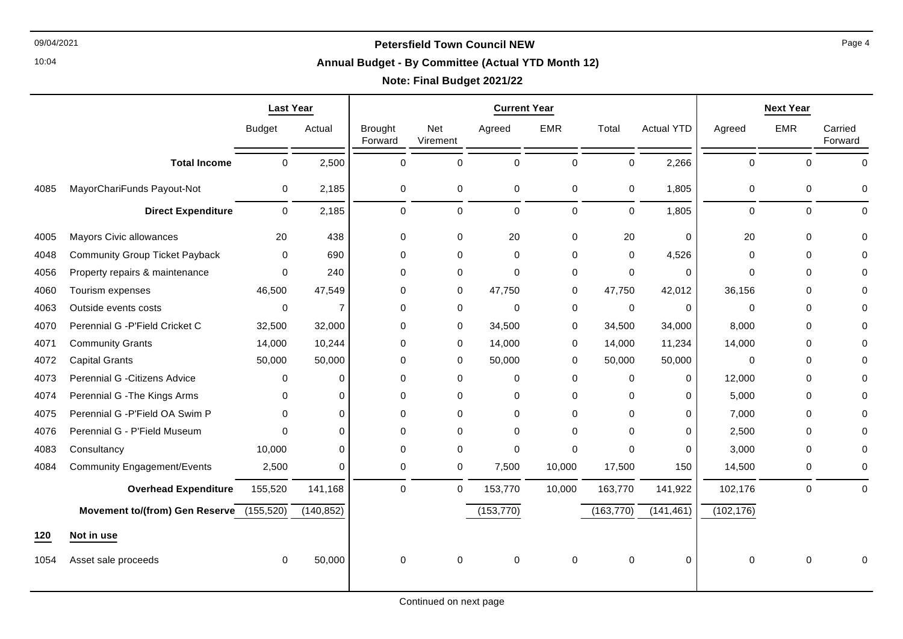**Petersfield Town Council NEW**

**Annual Budget - By Committee (Actual YTD Month 12)**

**Note: Final Budget 2021/22**

| | | Last Year | | Current Year | | | | | | Next Year | | |
|---|---|---|---|---|---|---|---|---|---|---|---|---|
| | | Budget | Actual | Brought Forward | Net Virement | Agreed | EMR | Total | Actual YTD | Agreed | EMR | Carried Forward |
| | **Total Income** | 0 | 2,500 | 0 | 0 | 0 | 0 | 0 | 2,266 | 0 | 0 | 0 |
| 4085 | MayorChariFunds Payout-Not | 0 | 2,185 | 0 | 0 | 0 | 0 | 0 | 1,805 | 0 | 0 | 0 |
| | **Direct Expenditure** | 0 | 2,185 | 0 | 0 | 0 | 0 | 0 | 1,805 | 0 | 0 | 0 |
| 4005 | Mayors Civic allowances | 20 | 438 | 0 | 0 | 20 | 0 | 20 | 0 | 20 | 0 | 0 |
| 4048 | Community Group Ticket Payback | 0 | 690 | 0 | 0 | 0 | 0 | 0 | 4,526 | 0 | 0 | 0 |
| 4056 | Property repairs & maintenance | 0 | 240 | 0 | 0 | 0 | 0 | 0 | 0 | 0 | 0 | 0 |
| 4060 | Tourism expenses | 46,500 | 47,549 | 0 | 0 | 47,750 | 0 | 47,750 | 42,012 | 36,156 | 0 | 0 |
| 4063 | Outside events costs | 0 | 7 | 0 | 0 | 0 | 0 | 0 | 0 | 0 | 0 | 0 |
| 4070 | Perennial G -P'Field Cricket C | 32,500 | 32,000 | 0 | 0 | 34,500 | 0 | 34,500 | 34,000 | 8,000 | 0 | 0 |
| 4071 | Community Grants | 14,000 | 10,244 | 0 | 0 | 14,000 | 0 | 14,000 | 11,234 | 14,000 | 0 | 0 |
| 4072 | Capital Grants | 50,000 | 50,000 | 0 | 0 | 50,000 | 0 | 50,000 | 50,000 | 0 | 0 | 0 |
| 4073 | Perennial G -Citizens Advice | 0 | 0 | 0 | 0 | 0 | 0 | 0 | 0 | 12,000 | 0 | 0 |
| 4074 | Perennial G -The Kings Arms | 0 | 0 | 0 | 0 | 0 | 0 | 0 | 0 | 5,000 | 0 | 0 |
| 4075 | Perennial G -P'Field OA Swim P | 0 | 0 | 0 | 0 | 0 | 0 | 0 | 0 | 7,000 | 0 | 0 |
| 4076 | Perennial G - P'Field Museum | 0 | 0 | 0 | 0 | 0 | 0 | 0 | 0 | 2,500 | 0 | 0 |
| 4083 | Consultancy | 10,000 | 0 | 0 | 0 | 0 | 0 | 0 | 0 | 3,000 | 0 | 0 |
| 4084 | Community Engagement/Events | 2,500 | 0 | 0 | 0 | 7,500 | 10,000 | 17,500 | 150 | 14,500 | 0 | 0 |
| | **Overhead Expenditure** | 155,520 | 141,168 | 0 | 0 | 153,770 | 10,000 | 163,770 | 141,922 | 102,176 | 0 | 0 |
| | **Movement to/(from) Gen Reserve** | (155,520) | (140,852) | | | (153,770) | | (163,770) | (141,461) | (102,176) | | |
| **120** | **Not in use** | | | | | | | | | | | |
| 1054 | Asset sale proceeds | 0 | 50,000 | 0 | 0 | 0 | 0 | 0 | 0 | 0 | 0 | 0 |

Continued on next page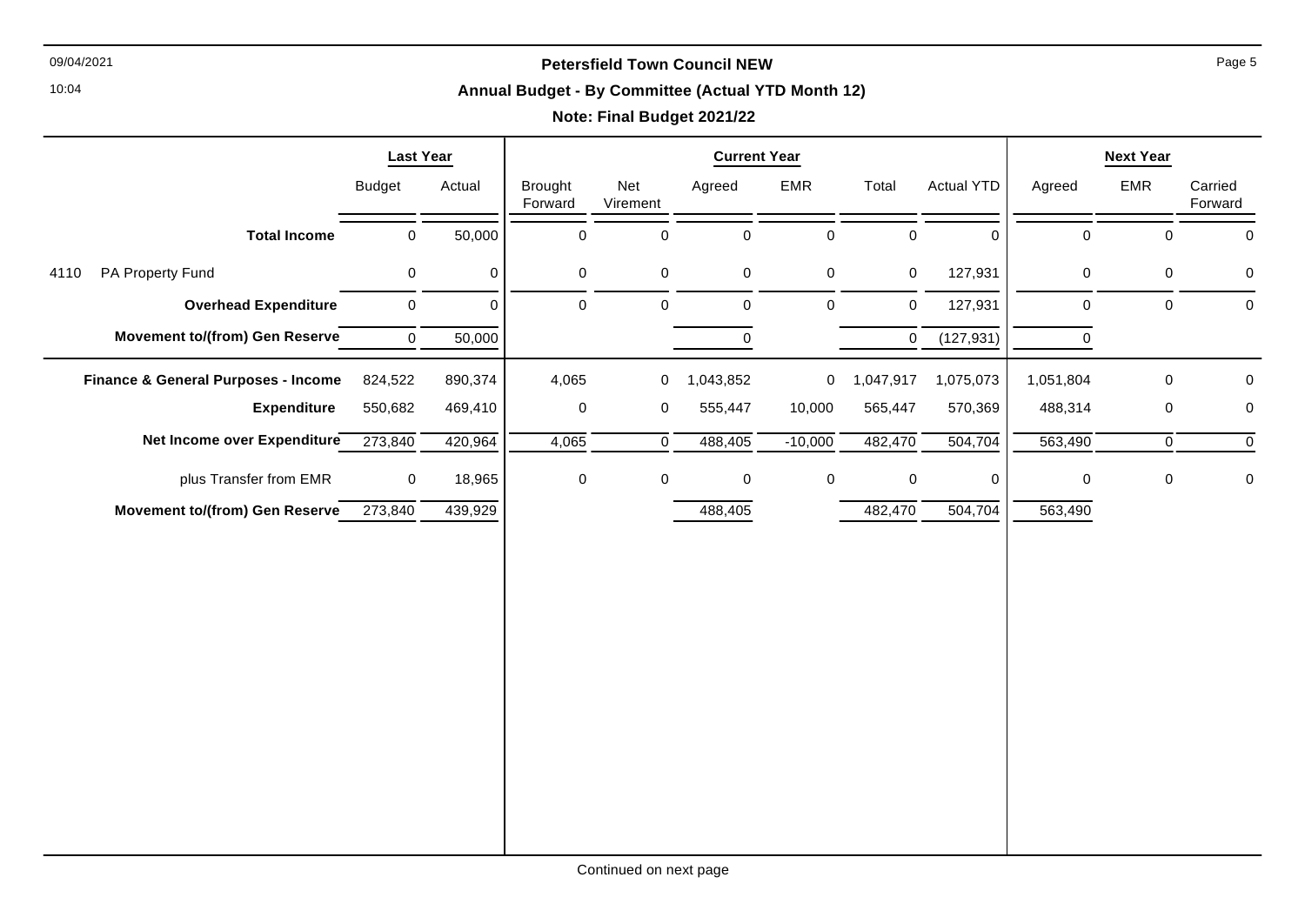## Petersfield Town Council NEW

### Annual Budget - By Committee (Actual YTD Month 12)

**Note: Final Budget 2021/22**

| | Last Year | | Current Year | | | | | | Next Year | | |
|---|---|---|---|---|---|---|---|---|---|---|---|
| | Budget | Actual | Brought Forward | Net Virement | Agreed | EMR | Total | Actual YTD | Agreed | EMR | Carried Forward |
| **Total Income** | 0 | 50,000 | 0 | 0 | 0 | 0 | 0 | 0 | 0 | 0 | 0 |
| 4110 PA Property Fund | 0 | 0 | 0 | 0 | 0 | 0 | 0 | 127,931 | 0 | 0 | 0 |
| **Overhead Expenditure** | 0 | 0 | 0 | 0 | 0 | 0 | 0 | 127,931 | 0 | 0 | 0 |
| **Movement to/(from) Gen Reserve** | 0 | 50,000 | | | 0 | | 0 | (127,931) | 0 | | |
| **Finance & General Purposes - Income** | 824,522 | 890,374 | 4,065 | 0 | 1,043,852 | 0 | 1,047,917 | 1,075,073 | 1,051,804 | 0 | 0 |
| **Expenditure** | 550,682 | 469,410 | 0 | 0 | 555,447 | 10,000 | 565,447 | 570,369 | 488,314 | 0 | 0 |
| **Net Income over Expenditure** | 273,840 | 420,964 | 4,065 | 0 | 488,405 | -10,000 | 482,470 | 504,704 | 563,490 | 0 | 0 |
| plus Transfer from EMR | 0 | 18,965 | 0 | 0 | 0 | 0 | 0 | 0 | 0 | 0 | 0 |
| **Movement to/(from) Gen Reserve** | 273,840 | 439,929 | | | 488,405 | | 482,470 | 504,704 | 563,490 | | |

Continued on next page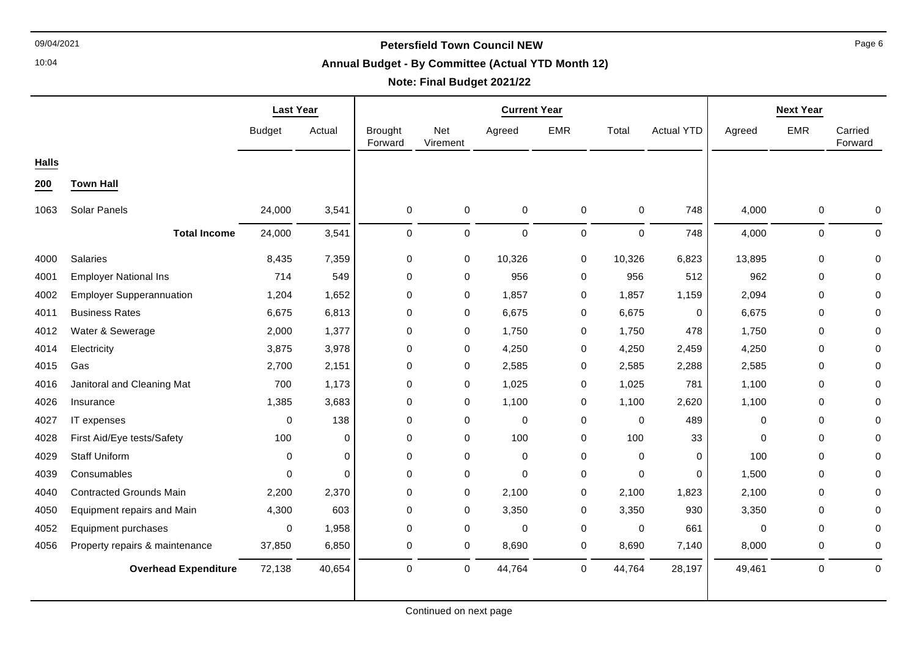## Petersfield Town Council NEW

### Annual Budget - By Committee (Actual YTD Month 12)

**Note: Final Budget 2021/22**

| | | Last Year | | Current Year | | | | | | Next Year | | |
|---|---|---|---|---|---|---|---|---|---|---|---|---|
| | | Budget | Actual | Brought Forward | Net Virement | Agreed | EMR | Total | Actual YTD | Agreed | EMR | Carried Forward |
| **Halls** | | | | | | | | | | | | |
| **200** | **Town Hall** | | | | | | | | | | | |
| 1063 | Solar Panels | 24,000 | 3,541 | 0 | 0 | 0 | 0 | 0 | 748 | 4,000 | 0 | 0 |
| | **Total Income** | 24,000 | 3,541 | 0 | 0 | 0 | 0 | 0 | 748 | 4,000 | 0 | 0 |
| 4000 | Salaries | 8,435 | 7,359 | 0 | 0 | 10,326 | 0 | 10,326 | 6,823 | 13,895 | 0 | 0 |
| 4001 | Employer National Ins | 714 | 549 | 0 | 0 | 956 | 0 | 956 | 512 | 962 | 0 | 0 |
| 4002 | Employer Supperannuation | 1,204 | 1,652 | 0 | 0 | 1,857 | 0 | 1,857 | 1,159 | 2,094 | 0 | 0 |
| 4011 | Business Rates | 6,675 | 6,813 | 0 | 0 | 6,675 | 0 | 6,675 | 0 | 6,675 | 0 | 0 |
| 4012 | Water & Sewerage | 2,000 | 1,377 | 0 | 0 | 1,750 | 0 | 1,750 | 478 | 1,750 | 0 | 0 |
| 4014 | Electricity | 3,875 | 3,978 | 0 | 0 | 4,250 | 0 | 4,250 | 2,459 | 4,250 | 0 | 0 |
| 4015 | Gas | 2,700 | 2,151 | 0 | 0 | 2,585 | 0 | 2,585 | 2,288 | 2,585 | 0 | 0 |
| 4016 | Janitoral and Cleaning Mat | 700 | 1,173 | 0 | 0 | 1,025 | 0 | 1,025 | 781 | 1,100 | 0 | 0 |
| 4026 | Insurance | 1,385 | 3,683 | 0 | 0 | 1,100 | 0 | 1,100 | 2,620 | 1,100 | 0 | 0 |
| 4027 | IT expenses | 0 | 138 | 0 | 0 | 0 | 0 | 0 | 489 | 0 | 0 | 0 |
| 4028 | First Aid/Eye tests/Safety | 100 | 0 | 0 | 0 | 100 | 0 | 100 | 33 | 0 | 0 | 0 |
| 4029 | Staff Uniform | 0 | 0 | 0 | 0 | 0 | 0 | 0 | 0 | 100 | 0 | 0 |
| 4039 | Consumables | 0 | 0 | 0 | 0 | 0 | 0 | 0 | 0 | 1,500 | 0 | 0 |
| 4040 | Contracted Grounds Main | 2,200 | 2,370 | 0 | 0 | 2,100 | 0 | 2,100 | 1,823 | 2,100 | 0 | 0 |
| 4050 | Equipment repairs and Main | 4,300 | 603 | 0 | 0 | 3,350 | 0 | 3,350 | 930 | 3,350 | 0 | 0 |
| 4052 | Equipment purchases | 0 | 1,958 | 0 | 0 | 0 | 0 | 0 | 661 | 0 | 0 | 0 |
| 4056 | Property repairs & maintenance | 37,850 | 6,850 | 0 | 0 | 8,690 | 0 | 8,690 | 7,140 | 8,000 | 0 | 0 |
| | **Overhead Expenditure** | 72,138 | 40,654 | 0 | 0 | 44,764 | 0 | 44,764 | 28,197 | 49,461 | 0 | 0 |

Continued on next page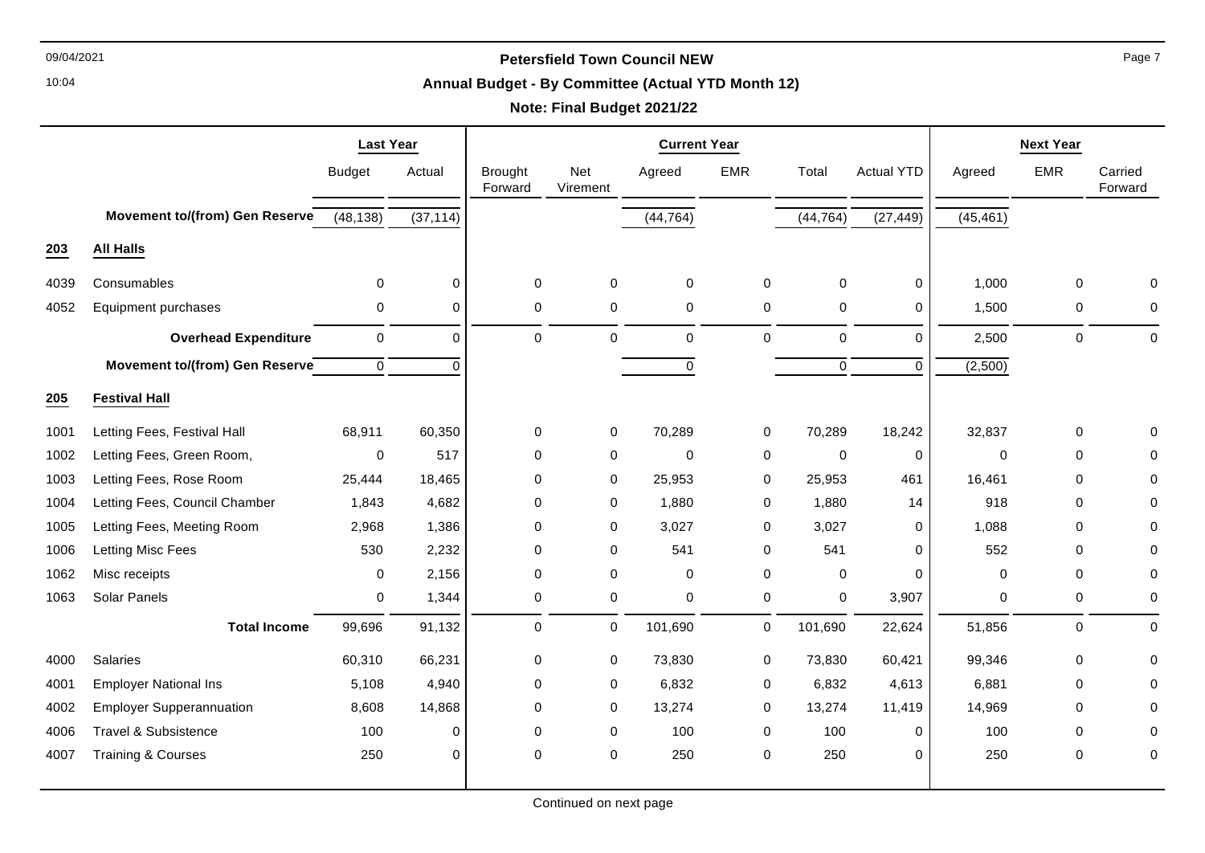# Petersfield Town Council NEW

## Annual Budget - By Committee (Actual YTD Month 12)

### Note: Final Budget 2021/22

| | | Last Year | | Current Year | | | | | | Next Year | | |
|---|---|---|---|---|---|---|---|---|---|---|---|---|
| | | Budget | Actual | Brought Forward | Net Virement | Agreed | EMR | Total | Actual YTD | Agreed | EMR | Carried Forward |
| | **Movement to/(from) Gen Reserve** | (48,138) | (37,114) | | | (44,764) | | (44,764) | (27,449) | (45,461) | | |
| **203** | **All Halls** | | | | | | | | | | | |
| 4039 | Consumables | 0 | 0 | 0 | 0 | 0 | 0 | 0 | 0 | 1,000 | 0 | 0 |
| 4052 | Equipment purchases | 0 | 0 | 0 | 0 | 0 | 0 | 0 | 0 | 1,500 | 0 | 0 |
| | **Overhead Expenditure** | 0 | 0 | 0 | 0 | 0 | 0 | 0 | 0 | 2,500 | 0 | 0 |
| | **Movement to/(from) Gen Reserve** | 0 | 0 | | | 0 | | 0 | 0 | (2,500) | | |
| **205** | **Festival Hall** | | | | | | | | | | | |
| 1001 | Letting Fees, Festival Hall | 68,911 | 60,350 | 0 | 0 | 70,289 | 0 | 70,289 | 18,242 | 32,837 | 0 | 0 |
| 1002 | Letting Fees, Green Room, | 0 | 517 | 0 | 0 | 0 | 0 | 0 | 0 | 0 | 0 | 0 |
| 1003 | Letting Fees, Rose Room | 25,444 | 18,465 | 0 | 0 | 25,953 | 0 | 25,953 | 461 | 16,461 | 0 | 0 |
| 1004 | Letting Fees, Council Chamber | 1,843 | 4,682 | 0 | 0 | 1,880 | 0 | 1,880 | 14 | 918 | 0 | 0 |
| 1005 | Letting Fees, Meeting Room | 2,968 | 1,386 | 0 | 0 | 3,027 | 0 | 3,027 | 0 | 1,088 | 0 | 0 |
| 1006 | Letting Misc Fees | 530 | 2,232 | 0 | 0 | 541 | 0 | 541 | 0 | 552 | 0 | 0 |
| 1062 | Misc receipts | 0 | 2,156 | 0 | 0 | 0 | 0 | 0 | 0 | 0 | 0 | 0 |
| 1063 | Solar Panels | 0 | 1,344 | 0 | 0 | 0 | 0 | 0 | 3,907 | 0 | 0 | 0 |
| | **Total Income** | 99,696 | 91,132 | 0 | 0 | 101,690 | 0 | 101,690 | 22,624 | 51,856 | 0 | 0 |
| 4000 | Salaries | 60,310 | 66,231 | 0 | 0 | 73,830 | 0 | 73,830 | 60,421 | 99,346 | 0 | 0 |
| 4001 | Employer National Ins | 5,108 | 4,940 | 0 | 0 | 6,832 | 0 | 6,832 | 4,613 | 6,881 | 0 | 0 |
| 4002 | Employer Supperannuation | 8,608 | 14,868 | 0 | 0 | 13,274 | 0 | 13,274 | 11,419 | 14,969 | 0 | 0 |
| 4006 | Travel & Subsistence | 100 | 0 | 0 | 0 | 100 | 0 | 100 | 0 | 100 | 0 | 0 |
| 4007 | Training & Courses | 250 | 0 | 0 | 0 | 250 | 0 | 250 | 0 | 250 | 0 | 0 |

Continued on next page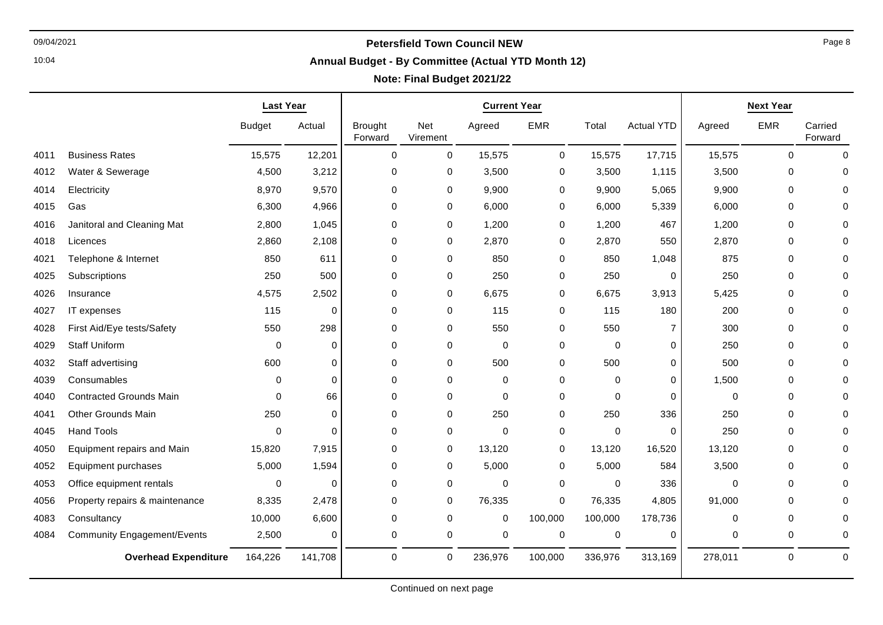# Petersfield Town Council NEW

## Annual Budget - By Committee (Actual YTD Month 12)

### Note: Final Budget 2021/22

| | | Last Year | | Current Year | | | | | | Next Year | | |
|---|---|---|---|---|---|---|---|---|---|---|---|---|
| | | Budget | Actual | Brought Forward | Net Virement | Agreed | EMR | Total | Actual YTD | Agreed | EMR | Carried Forward |
| 4011 | Business Rates | 15,575 | 12,201 | 0 | 0 | 15,575 | 0 | 15,575 | 17,715 | 15,575 | 0 | 0 |
| 4012 | Water & Sewerage | 4,500 | 3,212 | 0 | 0 | 3,500 | 0 | 3,500 | 1,115 | 3,500 | 0 | 0 |
| 4014 | Electricity | 8,970 | 9,570 | 0 | 0 | 9,900 | 0 | 9,900 | 5,065 | 9,900 | 0 | 0 |
| 4015 | Gas | 6,300 | 4,966 | 0 | 0 | 6,000 | 0 | 6,000 | 5,339 | 6,000 | 0 | 0 |
| 4016 | Janitoral and Cleaning Mat | 2,800 | 1,045 | 0 | 0 | 1,200 | 0 | 1,200 | 467 | 1,200 | 0 | 0 |
| 4018 | Licences | 2,860 | 2,108 | 0 | 0 | 2,870 | 0 | 2,870 | 550 | 2,870 | 0 | 0 |
| 4021 | Telephone & Internet | 850 | 611 | 0 | 0 | 850 | 0 | 850 | 1,048 | 875 | 0 | 0 |
| 4025 | Subscriptions | 250 | 500 | 0 | 0 | 250 | 0 | 250 | 0 | 250 | 0 | 0 |
| 4026 | Insurance | 4,575 | 2,502 | 0 | 0 | 6,675 | 0 | 6,675 | 3,913 | 5,425 | 0 | 0 |
| 4027 | IT expenses | 115 | 0 | 0 | 0 | 115 | 0 | 115 | 180 | 200 | 0 | 0 |
| 4028 | First Aid/Eye tests/Safety | 550 | 298 | 0 | 0 | 550 | 0 | 550 | 7 | 300 | 0 | 0 |
| 4029 | Staff Uniform | 0 | 0 | 0 | 0 | 0 | 0 | 0 | 0 | 250 | 0 | 0 |
| 4032 | Staff advertising | 600 | 0 | 0 | 0 | 500 | 0 | 500 | 0 | 500 | 0 | 0 |
| 4039 | Consumables | 0 | 0 | 0 | 0 | 0 | 0 | 0 | 0 | 1,500 | 0 | 0 |
| 4040 | Contracted Grounds Main | 0 | 66 | 0 | 0 | 0 | 0 | 0 | 0 | 0 | 0 | 0 |
| 4041 | Other Grounds Main | 250 | 0 | 0 | 0 | 250 | 0 | 250 | 336 | 250 | 0 | 0 |
| 4045 | Hand Tools | 0 | 0 | 0 | 0 | 0 | 0 | 0 | 0 | 250 | 0 | 0 |
| 4050 | Equipment repairs and Main | 15,820 | 7,915 | 0 | 0 | 13,120 | 0 | 13,120 | 16,520 | 13,120 | 0 | 0 |
| 4052 | Equipment purchases | 5,000 | 1,594 | 0 | 0 | 5,000 | 0 | 5,000 | 584 | 3,500 | 0 | 0 |
| 4053 | Office equipment rentals | 0 | 0 | 0 | 0 | 0 | 0 | 0 | 336 | 0 | 0 | 0 |
| 4056 | Property repairs & maintenance | 8,335 | 2,478 | 0 | 0 | 76,335 | 0 | 76,335 | 4,805 | 91,000 | 0 | 0 |
| 4083 | Consultancy | 10,000 | 6,600 | 0 | 0 | 0 | 100,000 | 100,000 | 178,736 | 0 | 0 | 0 |
| 4084 | Community Engagement/Events | 2,500 | 0 | 0 | 0 | 0 | 0 | 0 | 0 | 0 | 0 | 0 |
| | **Overhead Expenditure** | 164,226 | 141,708 | 0 | 0 | 236,976 | 100,000 | 336,976 | 313,169 | 278,011 | 0 | 0 |

Continued on next page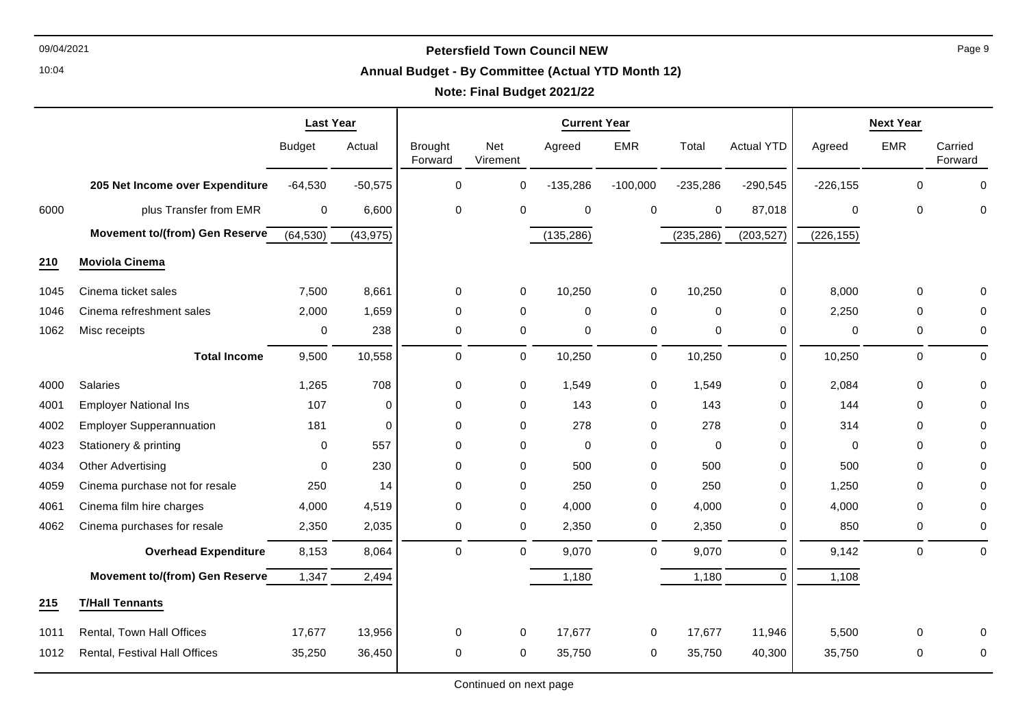**Petersfield Town Council NEW**

**Annual Budget - By Committee (Actual YTD Month 12)**

**Note: Final Budget 2021/22**

| | | Last Year | | Current Year | | | | | | Next Year | | |
|---|---|---|---|---|---|---|---|---|---|---|---|---|
| | | Budget | Actual | Brought Forward | Net Virement | Agreed | EMR | Total | Actual YTD | Agreed | EMR | Carried Forward |
| | **205 Net Income over Expenditure** | -64,530 | -50,575 | 0 | 0 | -135,286 | -100,000 | -235,286 | -290,545 | -226,155 | 0 | 0 |
| 6000 | plus Transfer from EMR | 0 | 6,600 | 0 | 0 | 0 | 0 | 0 | 87,018 | 0 | 0 | 0 |
| | **Movement to/(from) Gen Reserve** | (64,530) | (43,975) | | | (135,286) | | (235,286) | (203,527) | (226,155) | | |
| **210** | **Moviola Cinema** | | | | | | | | | | | |
| 1045 | Cinema ticket sales | 7,500 | 8,661 | 0 | 0 | 10,250 | 0 | 10,250 | 0 | 8,000 | 0 | 0 |
| 1046 | Cinema refreshment sales | 2,000 | 1,659 | 0 | 0 | 0 | 0 | 0 | 0 | 2,250 | 0 | 0 |
| 1062 | Misc receipts | 0 | 238 | 0 | 0 | 0 | 0 | 0 | 0 | 0 | 0 | 0 |
| | **Total Income** | 9,500 | 10,558 | 0 | 0 | 10,250 | 0 | 10,250 | 0 | 10,250 | 0 | 0 |
| 4000 | Salaries | 1,265 | 708 | 0 | 0 | 1,549 | 0 | 1,549 | 0 | 2,084 | 0 | 0 |
| 4001 | Employer National Ins | 107 | 0 | 0 | 0 | 143 | 0 | 143 | 0 | 144 | 0 | 0 |
| 4002 | Employer Supperannuation | 181 | 0 | 0 | 0 | 278 | 0 | 278 | 0 | 314 | 0 | 0 |
| 4023 | Stationery & printing | 0 | 557 | 0 | 0 | 0 | 0 | 0 | 0 | 0 | 0 | 0 |
| 4034 | Other Advertising | 0 | 230 | 0 | 0 | 500 | 0 | 500 | 0 | 500 | 0 | 0 |
| 4059 | Cinema purchase not for resale | 250 | 14 | 0 | 0 | 250 | 0 | 250 | 0 | 1,250 | 0 | 0 |
| 4061 | Cinema film hire charges | 4,000 | 4,519 | 0 | 0 | 4,000 | 0 | 4,000 | 0 | 4,000 | 0 | 0 |
| 4062 | Cinema purchases for resale | 2,350 | 2,035 | 0 | 0 | 2,350 | 0 | 2,350 | 0 | 850 | 0 | 0 |
| | **Overhead Expenditure** | 8,153 | 8,064 | 0 | 0 | 9,070 | 0 | 9,070 | 0 | 9,142 | 0 | 0 |
| | **Movement to/(from) Gen Reserve** | 1,347 | 2,494 | | | 1,180 | | 1,180 | 0 | 1,108 | | |
| **215** | **T/Hall Tennants** | | | | | | | | | | | |
| 1011 | Rental, Town Hall Offices | 17,677 | 13,956 | 0 | 0 | 17,677 | 0 | 17,677 | 11,946 | 5,500 | 0 | 0 |
| 1012 | Rental, Festival Hall Offices | 35,250 | 36,450 | 0 | 0 | 35,750 | 0 | 35,750 | 40,300 | 35,750 | 0 | 0 |

Continued on next page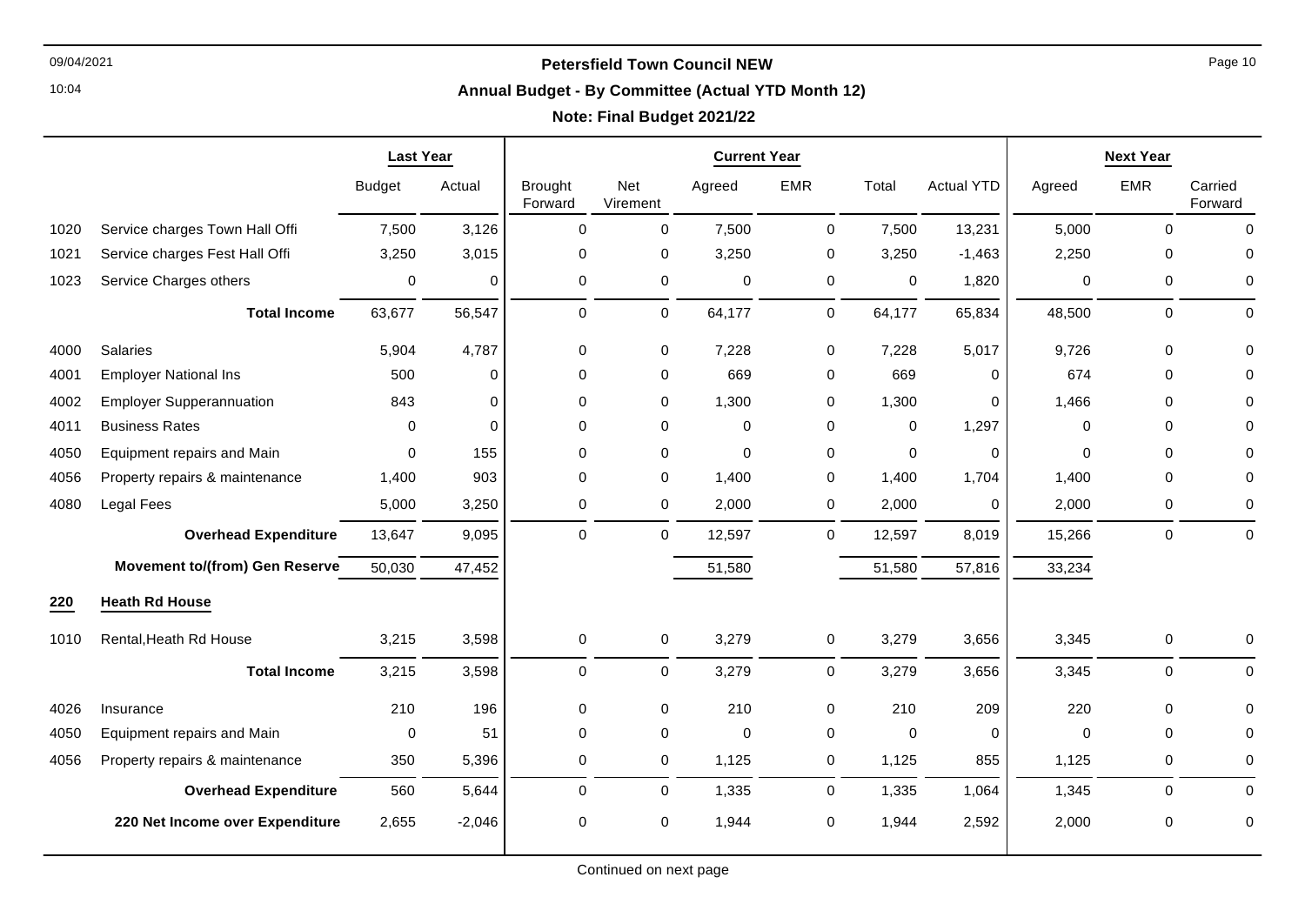**Petersfield Town Council NEW**

**Annual Budget - By Committee (Actual YTD Month 12)**

**Note: Final Budget 2021/22**

| | | Last Year | | Current Year | | | | | | Next Year | | |
|---|---|---|---|---|---|---|---|---|---|---|---|---|
| | | Budget | Actual | Brought Forward | Net Virement | Agreed | EMR | Total | Actual YTD | Agreed | EMR | Carried Forward |
| 1020 | Service charges Town Hall Offi | 7,500 | 3,126 | 0 | 0 | 7,500 | 0 | 7,500 | 13,231 | 5,000 | 0 | 0 |
| 1021 | Service charges Fest Hall Offi | 3,250 | 3,015 | 0 | 0 | 3,250 | 0 | 3,250 | -1,463 | 2,250 | 0 | 0 |
| 1023 | Service Charges others | 0 | 0 | 0 | 0 | 0 | 0 | 0 | 1,820 | 0 | 0 | 0 |
| | **Total Income** | 63,677 | 56,547 | 0 | 0 | 64,177 | 0 | 64,177 | 65,834 | 48,500 | 0 | 0 |
| 4000 | Salaries | 5,904 | 4,787 | 0 | 0 | 7,228 | 0 | 7,228 | 5,017 | 9,726 | 0 | 0 |
| 4001 | Employer National Ins | 500 | 0 | 0 | 0 | 669 | 0 | 669 | 0 | 674 | 0 | 0 |
| 4002 | Employer Supperannuation | 843 | 0 | 0 | 0 | 1,300 | 0 | 1,300 | 0 | 1,466 | 0 | 0 |
| 4011 | Business Rates | 0 | 0 | 0 | 0 | 0 | 0 | 0 | 1,297 | 0 | 0 | 0 |
| 4050 | Equipment repairs and Main | 0 | 155 | 0 | 0 | 0 | 0 | 0 | 0 | 0 | 0 | 0 |
| 4056 | Property repairs & maintenance | 1,400 | 903 | 0 | 0 | 1,400 | 0 | 1,400 | 1,704 | 1,400 | 0 | 0 |
| 4080 | Legal Fees | 5,000 | 3,250 | 0 | 0 | 2,000 | 0 | 2,000 | 0 | 2,000 | 0 | 0 |
| | **Overhead Expenditure** | 13,647 | 9,095 | 0 | 0 | 12,597 | 0 | 12,597 | 8,019 | 15,266 | 0 | 0 |
| | **Movement to/(from) Gen Reserve** | 50,030 | 47,452 | | | 51,580 | | 51,580 | 57,816 | 33,234 | | |
| **220** | **Heath Rd House** | | | | | | | | | | | |
| 1010 | Rental,Heath Rd House | 3,215 | 3,598 | 0 | 0 | 3,279 | 0 | 3,279 | 3,656 | 3,345 | 0 | 0 |
| | **Total Income** | 3,215 | 3,598 | 0 | 0 | 3,279 | 0 | 3,279 | 3,656 | 3,345 | 0 | 0 |
| 4026 | Insurance | 210 | 196 | 0 | 0 | 210 | 0 | 210 | 209 | 220 | 0 | 0 |
| 4050 | Equipment repairs and Main | 0 | 51 | 0 | 0 | 0 | 0 | 0 | 0 | 0 | 0 | 0 |
| 4056 | Property repairs & maintenance | 350 | 5,396 | 0 | 0 | 1,125 | 0 | 1,125 | 855 | 1,125 | 0 | 0 |
| | **Overhead Expenditure** | 560 | 5,644 | 0 | 0 | 1,335 | 0 | 1,335 | 1,064 | 1,345 | 0 | 0 |
| | **220 Net Income over Expenditure** | 2,655 | -2,046 | 0 | 0 | 1,944 | 0 | 1,944 | 2,592 | 2,000 | 0 | 0 |

Continued on next page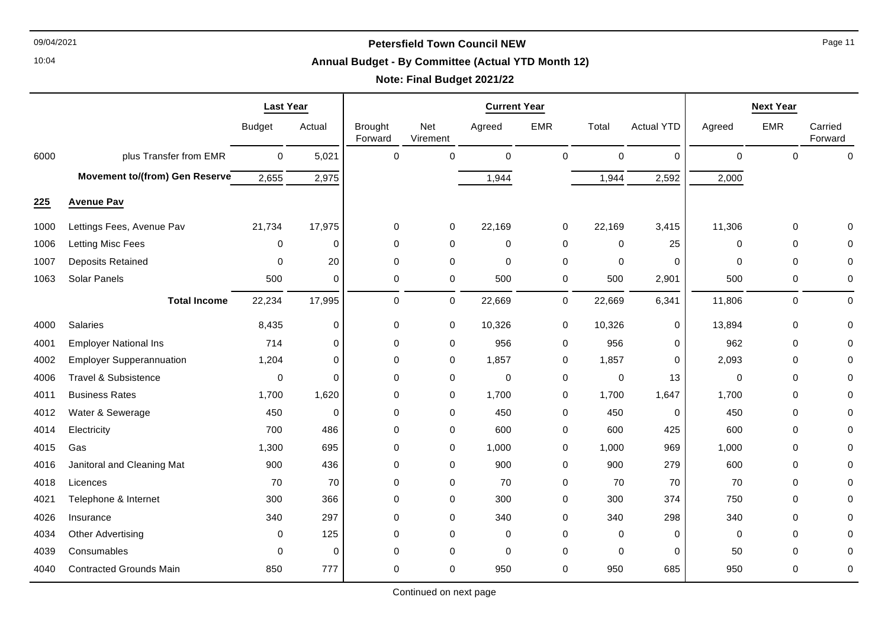# Petersfield Town Council NEW

## Annual Budget - By Committee (Actual YTD Month 12)

### Note: Final Budget 2021/22

| | | Last Year | | Current Year | | | | | | Next Year | | |
|---|---|---|---|---|---|---|---|---|---|---|---|---|
| | | Budget | Actual | Brought Forward | Net Virement | Agreed | EMR | Total | Actual YTD | Agreed | EMR | Carried Forward |
| 6000 | plus Transfer from EMR | 0 | 5,021 | 0 | 0 | 0 | 0 | 0 | 0 | 0 | 0 | 0 |
| | **Movement to/(from) Gen Reserve** | 2,655 | 2,975 | | | 1,944 | | 1,944 | 2,592 | 2,000 | | |
| **225** | **Avenue Pav** | | | | | | | | | | | |
| 1000 | Lettings Fees, Avenue Pav | 21,734 | 17,975 | 0 | 0 | 22,169 | 0 | 22,169 | 3,415 | 11,306 | 0 | 0 |
| 1006 | Letting Misc Fees | 0 | 0 | 0 | 0 | 0 | 0 | 0 | 25 | 0 | 0 | 0 |
| 1007 | Deposits Retained | 0 | 20 | 0 | 0 | 0 | 0 | 0 | 0 | 0 | 0 | 0 |
| 1063 | Solar Panels | 500 | 0 | 0 | 0 | 500 | 0 | 500 | 2,901 | 500 | 0 | 0 |
| | **Total Income** | 22,234 | 17,995 | 0 | 0 | 22,669 | 0 | 22,669 | 6,341 | 11,806 | 0 | 0 |
| 4000 | Salaries | 8,435 | 0 | 0 | 0 | 10,326 | 0 | 10,326 | 0 | 13,894 | 0 | 0 |
| 4001 | Employer National Ins | 714 | 0 | 0 | 0 | 956 | 0 | 956 | 0 | 962 | 0 | 0 |
| 4002 | Employer Supperannuation | 1,204 | 0 | 0 | 0 | 1,857 | 0 | 1,857 | 0 | 2,093 | 0 | 0 |
| 4006 | Travel & Subsistence | 0 | 0 | 0 | 0 | 0 | 0 | 0 | 13 | 0 | 0 | 0 |
| 4011 | Business Rates | 1,700 | 1,620 | 0 | 0 | 1,700 | 0 | 1,700 | 1,647 | 1,700 | 0 | 0 |
| 4012 | Water & Sewerage | 450 | 0 | 0 | 0 | 450 | 0 | 450 | 0 | 450 | 0 | 0 |
| 4014 | Electricity | 700 | 486 | 0 | 0 | 600 | 0 | 600 | 425 | 600 | 0 | 0 |
| 4015 | Gas | 1,300 | 695 | 0 | 0 | 1,000 | 0 | 1,000 | 969 | 1,000 | 0 | 0 |
| 4016 | Janitoral and Cleaning Mat | 900 | 436 | 0 | 0 | 900 | 0 | 900 | 279 | 600 | 0 | 0 |
| 4018 | Licences | 70 | 70 | 0 | 0 | 70 | 0 | 70 | 70 | 70 | 0 | 0 |
| 4021 | Telephone & Internet | 300 | 366 | 0 | 0 | 300 | 0 | 300 | 374 | 750 | 0 | 0 |
| 4026 | Insurance | 340 | 297 | 0 | 0 | 340 | 0 | 340 | 298 | 340 | 0 | 0 |
| 4034 | Other Advertising | 0 | 125 | 0 | 0 | 0 | 0 | 0 | 0 | 0 | 0 | 0 |
| 4039 | Consumables | 0 | 0 | 0 | 0 | 0 | 0 | 0 | 0 | 50 | 0 | 0 |
| 4040 | Contracted Grounds Main | 850 | 777 | 0 | 0 | 950 | 0 | 950 | 685 | 950 | 0 | 0 |

Continued on next page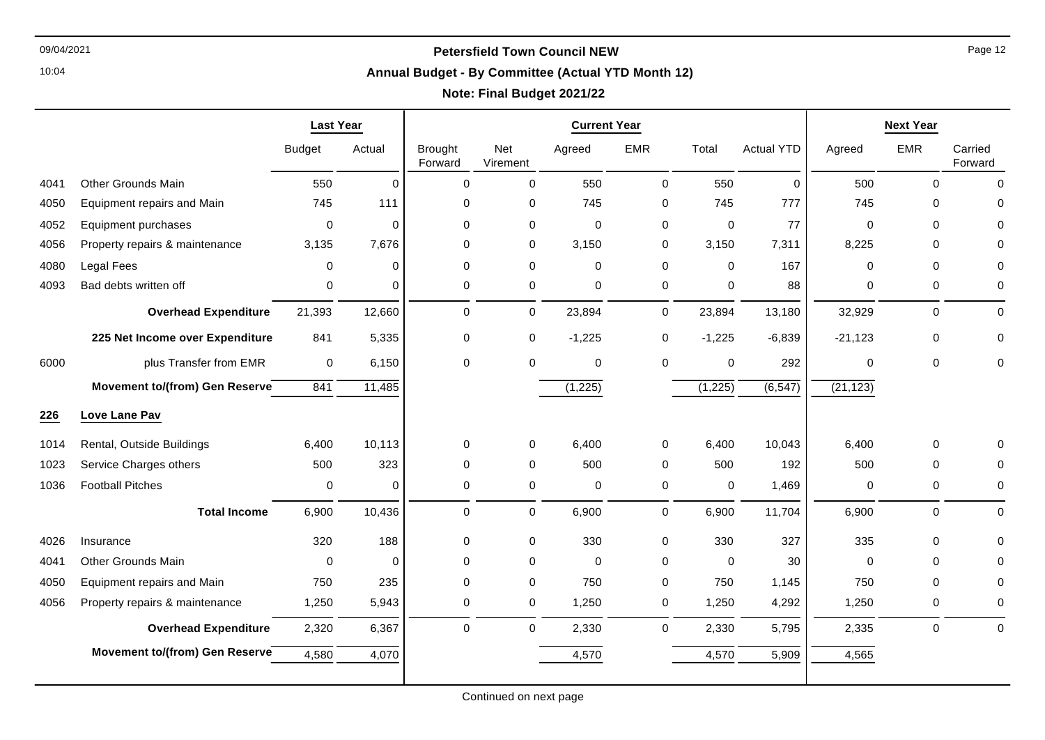# Petersfield Town Council NEW

## Annual Budget - By Committee (Actual YTD Month 12)

### Note: Final Budget 2021/22

| | | Last Year | | Current Year | | | | | | Next Year | | |
|---|---|---|---|---|---|---|---|---|---|---|---|---|
| | | Budget | Actual | Brought Forward | Net Virement | Agreed | EMR | Total | Actual YTD | Agreed | EMR | Carried Forward |
| 4041 | Other Grounds Main | 550 | 0 | 0 | 0 | 550 | 0 | 550 | 0 | 500 | 0 | 0 |
| 4050 | Equipment repairs and Main | 745 | 111 | 0 | 0 | 745 | 0 | 745 | 777 | 745 | 0 | 0 |
| 4052 | Equipment purchases | 0 | 0 | 0 | 0 | 0 | 0 | 0 | 77 | 0 | 0 | 0 |
| 4056 | Property repairs & maintenance | 3,135 | 7,676 | 0 | 0 | 3,150 | 0 | 3,150 | 7,311 | 8,225 | 0 | 0 |
| 4080 | Legal Fees | 0 | 0 | 0 | 0 | 0 | 0 | 0 | 167 | 0 | 0 | 0 |
| 4093 | Bad debts written off | 0 | 0 | 0 | 0 | 0 | 0 | 0 | 88 | 0 | 0 | 0 |
| | **Overhead Expenditure** | 21,393 | 12,660 | 0 | 0 | 23,894 | 0 | 23,894 | 13,180 | 32,929 | 0 | 0 |
| | **225 Net Income over Expenditure** | 841 | 5,335 | 0 | 0 | -1,225 | 0 | -1,225 | -6,839 | -21,123 | 0 | 0 |
| 6000 | plus Transfer from EMR | 0 | 6,150 | 0 | 0 | 0 | 0 | 0 | 292 | 0 | 0 | 0 |
| | **Movement to/(from) Gen Reserve** | 841 | 11,485 | | | (1,225) | | (1,225) | (6,547) | (21,123) | | |
| **226** | **Love Lane Pav** | | | | | | | | | | | |
| 1014 | Rental, Outside Buildings | 6,400 | 10,113 | 0 | 0 | 6,400 | 0 | 6,400 | 10,043 | 6,400 | 0 | 0 |
| 1023 | Service Charges others | 500 | 323 | 0 | 0 | 500 | 0 | 500 | 192 | 500 | 0 | 0 |
| 1036 | Football Pitches | 0 | 0 | 0 | 0 | 0 | 0 | 0 | 1,469 | 0 | 0 | 0 |
| | **Total Income** | 6,900 | 10,436 | 0 | 0 | 6,900 | 0 | 6,900 | 11,704 | 6,900 | 0 | 0 |
| 4026 | Insurance | 320 | 188 | 0 | 0 | 330 | 0 | 330 | 327 | 335 | 0 | 0 |
| 4041 | Other Grounds Main | 0 | 0 | 0 | 0 | 0 | 0 | 0 | 30 | 0 | 0 | 0 |
| 4050 | Equipment repairs and Main | 750 | 235 | 0 | 0 | 750 | 0 | 750 | 1,145 | 750 | 0 | 0 |
| 4056 | Property repairs & maintenance | 1,250 | 5,943 | 0 | 0 | 1,250 | 0 | 1,250 | 4,292 | 1,250 | 0 | 0 |
| | **Overhead Expenditure** | 2,320 | 6,367 | 0 | 0 | 2,330 | 0 | 2,330 | 5,795 | 2,335 | 0 | 0 |
| | **Movement to/(from) Gen Reserve** | 4,580 | 4,070 | | | 4,570 | | 4,570 | 5,909 | 4,565 | | |

Continued on next page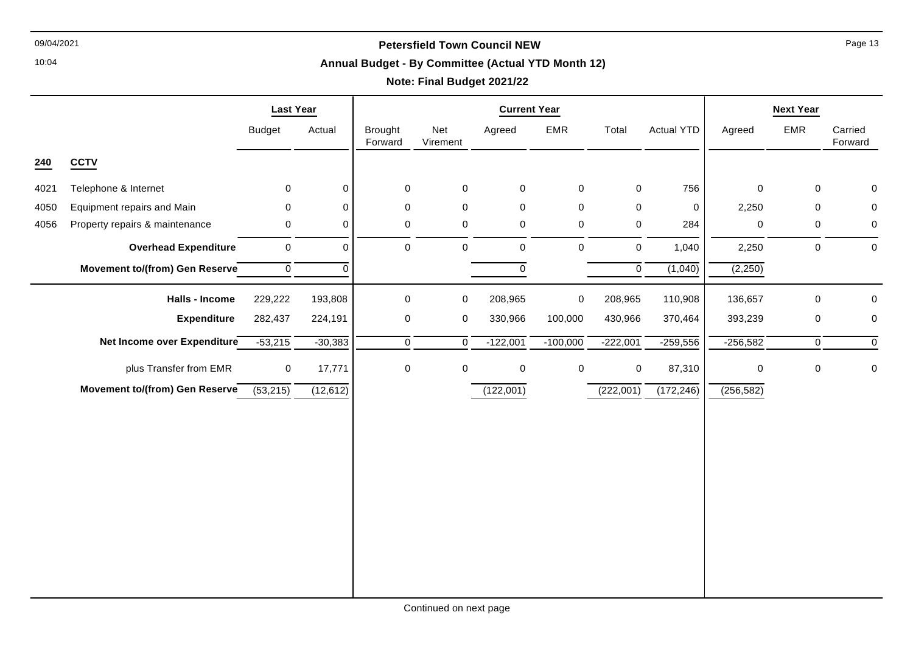**Petersfield Town Council NEW**

**Annual Budget - By Committee (Actual YTD Month 12)**

**Note: Final Budget 2021/22**

| | | Last Year | | Current Year | | | | | | Next Year | | |
|---|---|---|---|---|---|---|---|---|---|---|---|---|
| | | Budget | Actual | Brought Forward | Net Virement | Agreed | EMR | Total | Actual YTD | Agreed | EMR | Carried Forward |
| **240** | **CCTV** | | | | | | | | | | | |
| 4021 | Telephone & Internet | 0 | 0 | 0 | 0 | 0 | 0 | 0 | 756 | 0 | 0 | 0 |
| 4050 | Equipment repairs and Main | 0 | 0 | 0 | 0 | 0 | 0 | 0 | 0 | 2,250 | 0 | 0 |
| 4056 | Property repairs & maintenance | 0 | 0 | 0 | 0 | 0 | 0 | 0 | 284 | 0 | 0 | 0 |
| | **Overhead Expenditure** | 0 | 0 | 0 | 0 | 0 | 0 | 0 | 1,040 | 2,250 | 0 | 0 |
| | **Movement to/(from) Gen Reserve** | 0 | 0 | | | 0 | | 0 | (1,040) | (2,250) | | |
| | **Halls - Income** | 229,222 | 193,808 | 0 | 0 | 208,965 | 0 | 208,965 | 110,908 | 136,657 | 0 | 0 |
| | **Expenditure** | 282,437 | 224,191 | 0 | 0 | 330,966 | 100,000 | 430,966 | 370,464 | 393,239 | 0 | 0 |
| | **Net Income over Expenditure** | -53,215 | -30,383 | 0 | 0 | -122,001 | -100,000 | -222,001 | -259,556 | -256,582 | 0 | 0 |
| | plus Transfer from EMR | 0 | 17,771 | 0 | 0 | 0 | 0 | 0 | 87,310 | 0 | 0 | 0 |
| | **Movement to/(from) Gen Reserve** | (53,215) | (12,612) | | | (122,001) | | (222,001) | (172,246) | (256,582) | | |

Continued on next page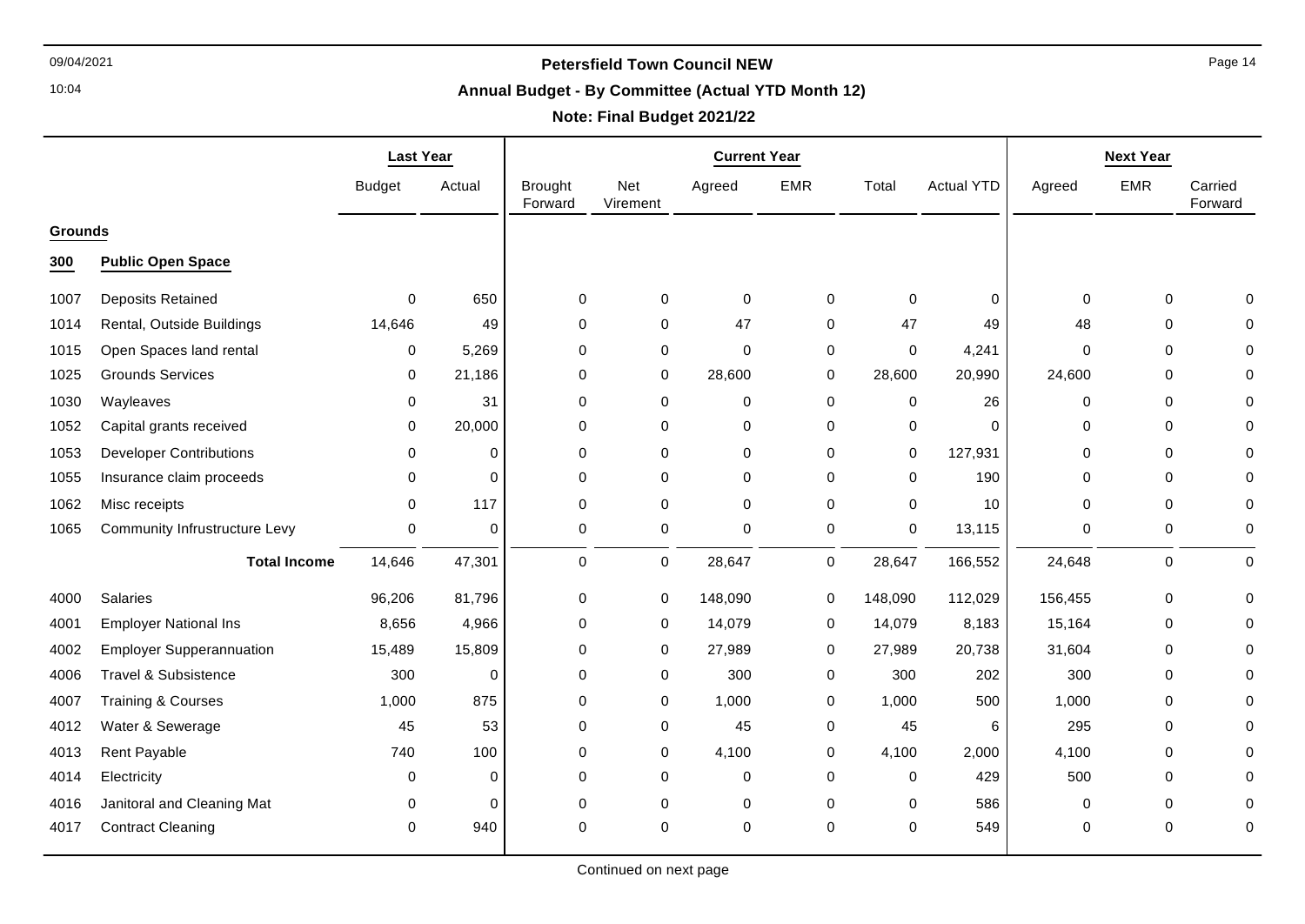# Petersfield Town Council NEW

## Annual Budget - By Committee (Actual YTD Month 12)

**Note: Final Budget 2021/22**

| | | Last Year | | Current Year | | | | | | Next Year | | |
|---|---|---|---|---|---|---|---|---|---|---|---|---|
| | | Budget | Actual | Brought Forward | Net Virement | Agreed | EMR | Total | Actual YTD | Agreed | EMR | Carried Forward |
| **Grounds** | | | | | | | | | | | | |
| **300** | **Public Open Space** | | | | | | | | | | | |
| 1007 | Deposits Retained | 0 | 650 | 0 | 0 | 0 | 0 | 0 | 0 | 0 | 0 | 0 |
| 1014 | Rental, Outside Buildings | 14,646 | 49 | 0 | 0 | 47 | 0 | 47 | 49 | 48 | 0 | 0 |
| 1015 | Open Spaces land rental | 0 | 5,269 | 0 | 0 | 0 | 0 | 0 | 4,241 | 0 | 0 | 0 |
| 1025 | Grounds Services | 0 | 21,186 | 0 | 0 | 28,600 | 0 | 28,600 | 20,990 | 24,600 | 0 | 0 |
| 1030 | Wayleaves | 0 | 31 | 0 | 0 | 0 | 0 | 0 | 26 | 0 | 0 | 0 |
| 1052 | Capital grants received | 0 | 20,000 | 0 | 0 | 0 | 0 | 0 | 0 | 0 | 0 | 0 |
| 1053 | Developer Contributions | 0 | 0 | 0 | 0 | 0 | 0 | 0 | 127,931 | 0 | 0 | 0 |
| 1055 | Insurance claim proceeds | 0 | 0 | 0 | 0 | 0 | 0 | 0 | 190 | 0 | 0 | 0 |
| 1062 | Misc receipts | 0 | 117 | 0 | 0 | 0 | 0 | 0 | 10 | 0 | 0 | 0 |
| 1065 | Community Infrustructure Levy | 0 | 0 | 0 | 0 | 0 | 0 | 0 | 13,115 | 0 | 0 | 0 |
| | **Total Income** | 14,646 | 47,301 | 0 | 0 | 28,647 | 0 | 28,647 | 166,552 | 24,648 | 0 | 0 |
| 4000 | Salaries | 96,206 | 81,796 | 0 | 0 | 148,090 | 0 | 148,090 | 112,029 | 156,455 | 0 | 0 |
| 4001 | Employer National Ins | 8,656 | 4,966 | 0 | 0 | 14,079 | 0 | 14,079 | 8,183 | 15,164 | 0 | 0 |
| 4002 | Employer Supperannuation | 15,489 | 15,809 | 0 | 0 | 27,989 | 0 | 27,989 | 20,738 | 31,604 | 0 | 0 |
| 4006 | Travel & Subsistence | 300 | 0 | 0 | 0 | 300 | 0 | 300 | 202 | 300 | 0 | 0 |
| 4007 | Training & Courses | 1,000 | 875 | 0 | 0 | 1,000 | 0 | 1,000 | 500 | 1,000 | 0 | 0 |
| 4012 | Water & Sewerage | 45 | 53 | 0 | 0 | 45 | 0 | 45 | 6 | 295 | 0 | 0 |
| 4013 | Rent Payable | 740 | 100 | 0 | 0 | 4,100 | 0 | 4,100 | 2,000 | 4,100 | 0 | 0 |
| 4014 | Electricity | 0 | 0 | 0 | 0 | 0 | 0 | 0 | 429 | 500 | 0 | 0 |
| 4016 | Janitoral and Cleaning Mat | 0 | 0 | 0 | 0 | 0 | 0 | 0 | 586 | 0 | 0 | 0 |
| 4017 | Contract Cleaning | 0 | 940 | 0 | 0 | 0 | 0 | 0 | 549 | 0 | 0 | 0 |

Continued on next page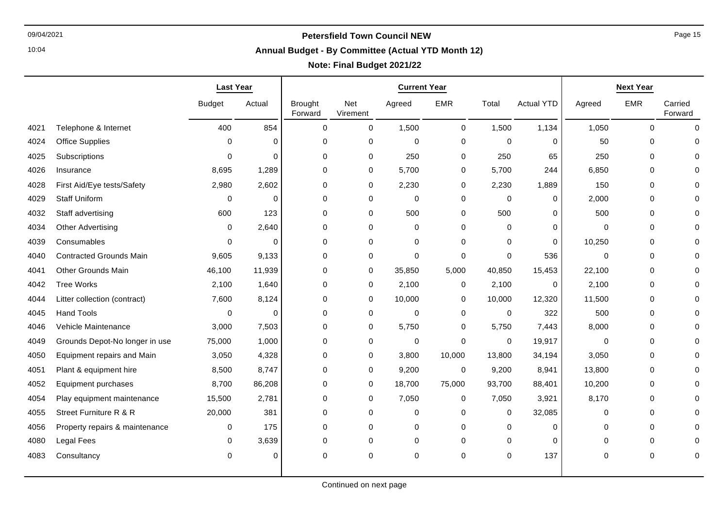**Petersfield Town Council NEW**

**Annual Budget - By Committee (Actual YTD Month 12)**

**Note: Final Budget 2021/22**

| | | Last Year | | Current Year | | | | | | Next Year | | |
|---|---|---|---|---|---|---|---|---|---|---|---|---|
| | | Budget | Actual | Brought Forward | Net Virement | Agreed | EMR | Total | Actual YTD | Agreed | EMR | Carried Forward |
| 4021 | Telephone & Internet | 400 | 854 | 0 | 0 | 1,500 | 0 | 1,500 | 1,134 | 1,050 | 0 | 0 |
| 4024 | Office Supplies | 0 | 0 | 0 | 0 | 0 | 0 | 0 | 0 | 50 | 0 | 0 |
| 4025 | Subscriptions | 0 | 0 | 0 | 0 | 250 | 0 | 250 | 65 | 250 | 0 | 0 |
| 4026 | Insurance | 8,695 | 1,289 | 0 | 0 | 5,700 | 0 | 5,700 | 244 | 6,850 | 0 | 0 |
| 4028 | First Aid/Eye tests/Safety | 2,980 | 2,602 | 0 | 0 | 2,230 | 0 | 2,230 | 1,889 | 150 | 0 | 0 |
| 4029 | Staff Uniform | 0 | 0 | 0 | 0 | 0 | 0 | 0 | 0 | 2,000 | 0 | 0 |
| 4032 | Staff advertising | 600 | 123 | 0 | 0 | 500 | 0 | 500 | 0 | 500 | 0 | 0 |
| 4034 | Other Advertising | 0 | 2,640 | 0 | 0 | 0 | 0 | 0 | 0 | 0 | 0 | 0 |
| 4039 | Consumables | 0 | 0 | 0 | 0 | 0 | 0 | 0 | 0 | 10,250 | 0 | 0 |
| 4040 | Contracted Grounds Main | 9,605 | 9,133 | 0 | 0 | 0 | 0 | 0 | 536 | 0 | 0 | 0 |
| 4041 | Other Grounds Main | 46,100 | 11,939 | 0 | 0 | 35,850 | 5,000 | 40,850 | 15,453 | 22,100 | 0 | 0 |
| 4042 | Tree Works | 2,100 | 1,640 | 0 | 0 | 2,100 | 0 | 2,100 | 0 | 2,100 | 0 | 0 |
| 4044 | Litter collection (contract) | 7,600 | 8,124 | 0 | 0 | 10,000 | 0 | 10,000 | 12,320 | 11,500 | 0 | 0 |
| 4045 | Hand Tools | 0 | 0 | 0 | 0 | 0 | 0 | 0 | 322 | 500 | 0 | 0 |
| 4046 | Vehicle Maintenance | 3,000 | 7,503 | 0 | 0 | 5,750 | 0 | 5,750 | 7,443 | 8,000 | 0 | 0 |
| 4049 | Grounds Depot-No longer in use | 75,000 | 1,000 | 0 | 0 | 0 | 0 | 0 | 19,917 | 0 | 0 | 0 |
| 4050 | Equipment repairs and Main | 3,050 | 4,328 | 0 | 0 | 3,800 | 10,000 | 13,800 | 34,194 | 3,050 | 0 | 0 |
| 4051 | Plant & equipment hire | 8,500 | 8,747 | 0 | 0 | 9,200 | 0 | 9,200 | 8,941 | 13,800 | 0 | 0 |
| 4052 | Equipment purchases | 8,700 | 86,208 | 0 | 0 | 18,700 | 75,000 | 93,700 | 88,401 | 10,200 | 0 | 0 |
| 4054 | Play equipment maintenance | 15,500 | 2,781 | 0 | 0 | 7,050 | 0 | 7,050 | 3,921 | 8,170 | 0 | 0 |
| 4055 | Street Furniture R & R | 20,000 | 381 | 0 | 0 | 0 | 0 | 0 | 32,085 | 0 | 0 | 0 |
| 4056 | Property repairs & maintenance | 0 | 175 | 0 | 0 | 0 | 0 | 0 | 0 | 0 | 0 | 0 |
| 4080 | Legal Fees | 0 | 3,639 | 0 | 0 | 0 | 0 | 0 | 0 | 0 | 0 | 0 |
| 4083 | Consultancy | 0 | 0 | 0 | 0 | 0 | 0 | 0 | 137 | 0 | 0 | 0 |

Continued on next page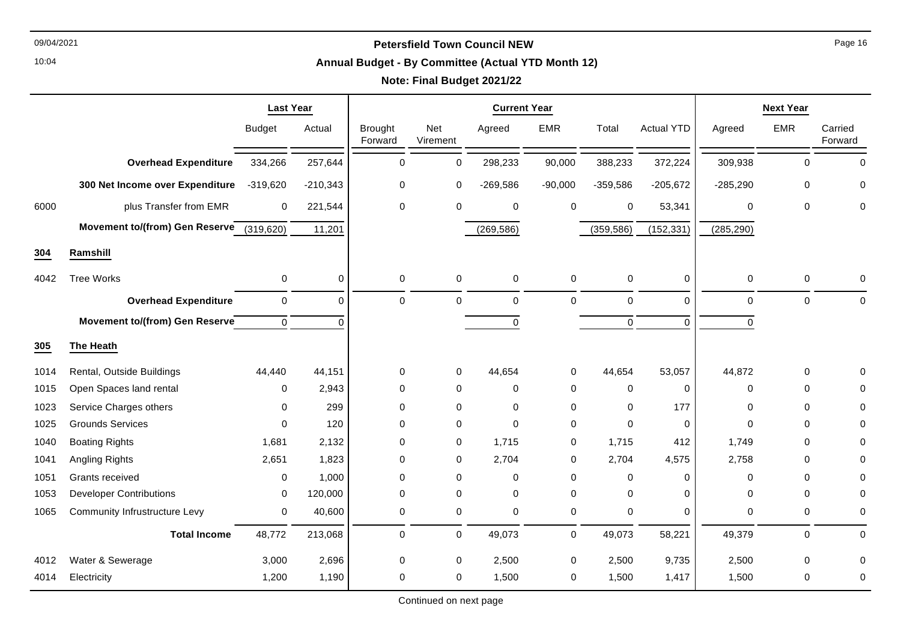**Petersfield Town Council NEW**

**Annual Budget - By Committee (Actual YTD Month 12)**

**Note: Final Budget 2021/22**

| | | Last Year | | Current Year | | | | | | Next Year | | |
|---|---|---|---|---|---|---|---|---|---|---|---|---|
| | | Budget | Actual | Brought Forward | Net Virement | Agreed | EMR | Total | Actual YTD | Agreed | EMR | Carried Forward |
| | **Overhead Expenditure** | 334,266 | 257,644 | 0 | 0 | 298,233 | 90,000 | 388,233 | 372,224 | 309,938 | 0 | 0 |
| | **300 Net Income over Expenditure** | -319,620 | -210,343 | 0 | 0 | -269,586 | -90,000 | -359,586 | -205,672 | -285,290 | 0 | 0 |
| 6000 | plus Transfer from EMR | 0 | 221,544 | 0 | 0 | 0 | 0 | 0 | 53,341 | 0 | 0 | 0 |
| | **Movement to/(from) Gen Reserve** | (319,620) | 11,201 | | | (269,586) | | (359,586) | (152,331) | (285,290) | | |
| **304** | **Ramshill** | | | | | | | | | | | |
| 4042 | Tree Works | 0 | 0 | 0 | 0 | 0 | 0 | 0 | 0 | 0 | 0 | 0 |
| | **Overhead Expenditure** | 0 | 0 | 0 | 0 | 0 | 0 | 0 | 0 | 0 | 0 | 0 |
| | **Movement to/(from) Gen Reserve** | 0 | 0 | | | 0 | | 0 | 0 | 0 | | |
| **305** | **The Heath** | | | | | | | | | | | |
| 1014 | Rental, Outside Buildings | 44,440 | 44,151 | 0 | 0 | 44,654 | 0 | 44,654 | 53,057 | 44,872 | 0 | 0 |
| 1015 | Open Spaces land rental | 0 | 2,943 | 0 | 0 | 0 | 0 | 0 | 0 | 0 | 0 | 0 |
| 1023 | Service Charges others | 0 | 299 | 0 | 0 | 0 | 0 | 0 | 177 | 0 | 0 | 0 |
| 1025 | Grounds Services | 0 | 120 | 0 | 0 | 0 | 0 | 0 | 0 | 0 | 0 | 0 |
| 1040 | Boating Rights | 1,681 | 2,132 | 0 | 0 | 1,715 | 0 | 1,715 | 412 | 1,749 | 0 | 0 |
| 1041 | Angling Rights | 2,651 | 1,823 | 0 | 0 | 2,704 | 0 | 2,704 | 4,575 | 2,758 | 0 | 0 |
| 1051 | Grants received | 0 | 1,000 | 0 | 0 | 0 | 0 | 0 | 0 | 0 | 0 | 0 |
| 1053 | Developer Contributions | 0 | 120,000 | 0 | 0 | 0 | 0 | 0 | 0 | 0 | 0 | 0 |
| 1065 | Community Infrustructure Levy | 0 | 40,600 | 0 | 0 | 0 | 0 | 0 | 0 | 0 | 0 | 0 |
| | **Total Income** | 48,772 | 213,068 | 0 | 0 | 49,073 | 0 | 49,073 | 58,221 | 49,379 | 0 | 0 |
| 4012 | Water & Sewerage | 3,000 | 2,696 | 0 | 0 | 2,500 | 0 | 2,500 | 9,735 | 2,500 | 0 | 0 |
| 4014 | Electricity | 1,200 | 1,190 | 0 | 0 | 1,500 | 0 | 1,500 | 1,417 | 1,500 | 0 | 0 |

Continued on next page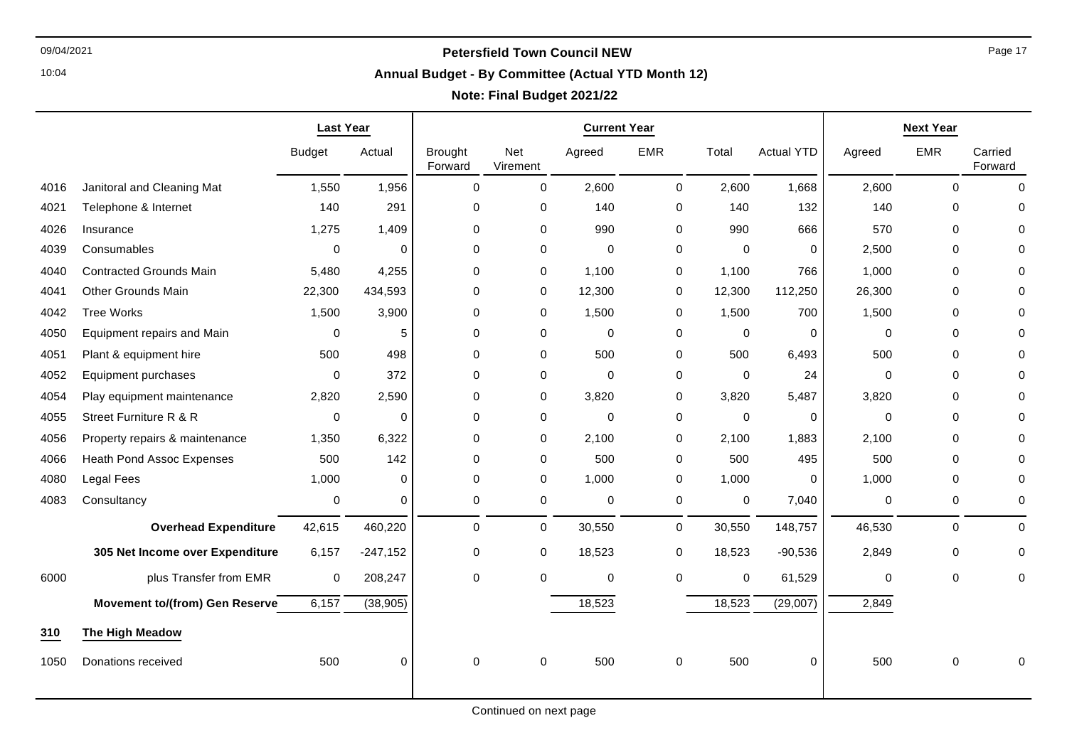# Petersfield Town Council NEW

## Annual Budget - By Committee (Actual YTD Month 12)

### Note: Final Budget 2021/22

| | | Last Year | | Current Year | | | | | | Next Year | | |
|---|---|---|---|---|---|---|---|---|---|---|---|---|
| | | Budget | Actual | Brought Forward | Net Virement | Agreed | EMR | Total | Actual YTD | Agreed | EMR | Carried Forward |
| 4016 | Janitoral and Cleaning Mat | 1,550 | 1,956 | 0 | 0 | 2,600 | 0 | 2,600 | 1,668 | 2,600 | 0 | 0 |
| 4021 | Telephone & Internet | 140 | 291 | 0 | 0 | 140 | 0 | 140 | 132 | 140 | 0 | 0 |
| 4026 | Insurance | 1,275 | 1,409 | 0 | 0 | 990 | 0 | 990 | 666 | 570 | 0 | 0 |
| 4039 | Consumables | 0 | 0 | 0 | 0 | 0 | 0 | 0 | 0 | 2,500 | 0 | 0 |
| 4040 | Contracted Grounds Main | 5,480 | 4,255 | 0 | 0 | 1,100 | 0 | 1,100 | 766 | 1,000 | 0 | 0 |
| 4041 | Other Grounds Main | 22,300 | 434,593 | 0 | 0 | 12,300 | 0 | 12,300 | 112,250 | 26,300 | 0 | 0 |
| 4042 | Tree Works | 1,500 | 3,900 | 0 | 0 | 1,500 | 0 | 1,500 | 700 | 1,500 | 0 | 0 |
| 4050 | Equipment repairs and Main | 0 | 5 | 0 | 0 | 0 | 0 | 0 | 0 | 0 | 0 | 0 |
| 4051 | Plant & equipment hire | 500 | 498 | 0 | 0 | 500 | 0 | 500 | 6,493 | 500 | 0 | 0 |
| 4052 | Equipment purchases | 0 | 372 | 0 | 0 | 0 | 0 | 0 | 24 | 0 | 0 | 0 |
| 4054 | Play equipment maintenance | 2,820 | 2,590 | 0 | 0 | 3,820 | 0 | 3,820 | 5,487 | 3,820 | 0 | 0 |
| 4055 | Street Furniture R & R | 0 | 0 | 0 | 0 | 0 | 0 | 0 | 0 | 0 | 0 | 0 |
| 4056 | Property repairs & maintenance | 1,350 | 6,322 | 0 | 0 | 2,100 | 0 | 2,100 | 1,883 | 2,100 | 0 | 0 |
| 4066 | Heath Pond Assoc Expenses | 500 | 142 | 0 | 0 | 500 | 0 | 500 | 495 | 500 | 0 | 0 |
| 4080 | Legal Fees | 1,000 | 0 | 0 | 0 | 1,000 | 0 | 1,000 | 0 | 1,000 | 0 | 0 |
| 4083 | Consultancy | 0 | 0 | 0 | 0 | 0 | 0 | 0 | 7,040 | 0 | 0 | 0 |
| | **Overhead Expenditure** | 42,615 | 460,220 | 0 | 0 | 30,550 | 0 | 30,550 | 148,757 | 46,530 | 0 | 0 |
| | **305 Net Income over Expenditure** | 6,157 | -247,152 | 0 | 0 | 18,523 | 0 | 18,523 | -90,536 | 2,849 | 0 | 0 |
| 6000 | plus Transfer from EMR | 0 | 208,247 | 0 | 0 | 0 | 0 | 0 | 61,529 | 0 | 0 | 0 |
| | **Movement to/(from) Gen Reserve** | 6,157 | (38,905) | | | 18,523 | | 18,523 | (29,007) | 2,849 | | |
| **310** | **The High Meadow** | | | | | | | | | | | |
| 1050 | Donations received | 500 | 0 | 0 | 0 | 500 | 0 | 500 | 0 | 500 | 0 | 0 |

Continued on next page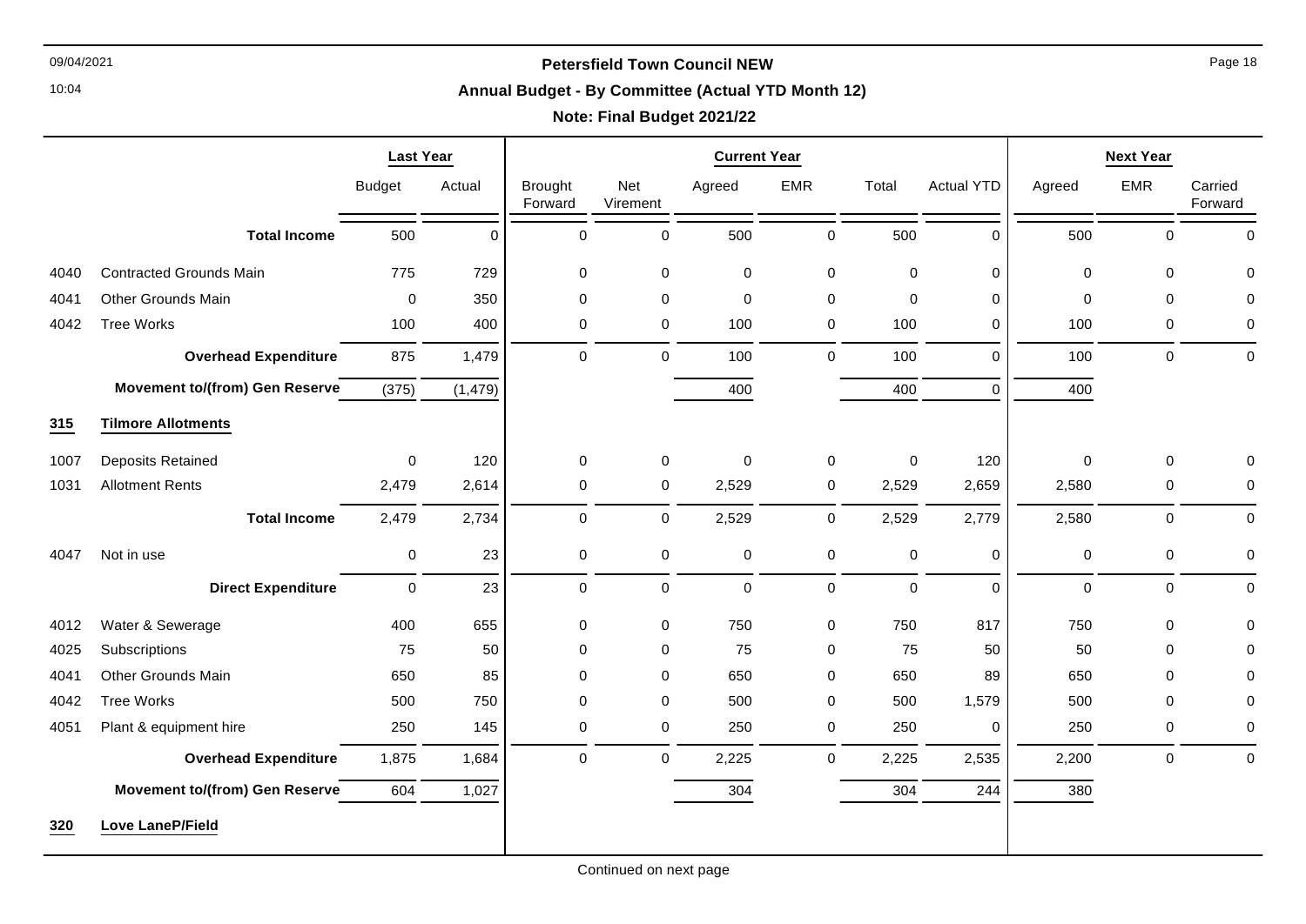**Petersfield Town Council NEW**

**Annual Budget - By Committee (Actual YTD Month 12)**

**Note: Final Budget 2021/22**

| | | Last Year | | Current Year | | | | | | Next Year | | |
|---|---|---|---|---|---|---|---|---|---|---|---|---|
| | | Budget | Actual | Brought Forward | Net Virement | Agreed | EMR | Total | Actual YTD | Agreed | EMR | Carried Forward |
| | **Total Income** | 500 | 0 | 0 | 0 | 500 | 0 | 500 | 0 | 500 | 0 | 0 |
| 4040 | Contracted Grounds Main | 775 | 729 | 0 | 0 | 0 | 0 | 0 | 0 | 0 | 0 | 0 |
| 4041 | Other Grounds Main | 0 | 350 | 0 | 0 | 0 | 0 | 0 | 0 | 0 | 0 | 0 |
| 4042 | Tree Works | 100 | 400 | 0 | 0 | 100 | 0 | 100 | 0 | 100 | 0 | 0 |
| | **Overhead Expenditure** | 875 | 1,479 | 0 | 0 | 100 | 0 | 100 | 0 | 100 | 0 | 0 |
| | **Movement to/(from) Gen Reserve** | (375) | (1,479) | | | 400 | | 400 | 0 | 400 | | |
| **315** | **Tilmore Allotments** | | | | | | | | | | | |
| 1007 | Deposits Retained | 0 | 120 | 0 | 0 | 0 | 0 | 0 | 120 | 0 | 0 | 0 |
| 1031 | Allotment Rents | 2,479 | 2,614 | 0 | 0 | 2,529 | 0 | 2,529 | 2,659 | 2,580 | 0 | 0 |
| | **Total Income** | 2,479 | 2,734 | 0 | 0 | 2,529 | 0 | 2,529 | 2,779 | 2,580 | 0 | 0 |
| 4047 | Not in use | 0 | 23 | 0 | 0 | 0 | 0 | 0 | 0 | 0 | 0 | 0 |
| | **Direct Expenditure** | 0 | 23 | 0 | 0 | 0 | 0 | 0 | 0 | 0 | 0 | 0 |
| 4012 | Water & Sewerage | 400 | 655 | 0 | 0 | 750 | 0 | 750 | 817 | 750 | 0 | 0 |
| 4025 | Subscriptions | 75 | 50 | 0 | 0 | 75 | 0 | 75 | 50 | 50 | 0 | 0 |
| 4041 | Other Grounds Main | 650 | 85 | 0 | 0 | 650 | 0 | 650 | 89 | 650 | 0 | 0 |
| 4042 | Tree Works | 500 | 750 | 0 | 0 | 500 | 0 | 500 | 1,579 | 500 | 0 | 0 |
| 4051 | Plant & equipment hire | 250 | 145 | 0 | 0 | 250 | 0 | 250 | 0 | 250 | 0 | 0 |
| | **Overhead Expenditure** | 1,875 | 1,684 | 0 | 0 | 2,225 | 0 | 2,225 | 2,535 | 2,200 | 0 | 0 |
| | **Movement to/(from) Gen Reserve** | 604 | 1,027 | | | 304 | | 304 | 244 | 380 | | |
| **320** | **Love LaneP/Field** | | | | | | | | | | | |

Continued on next page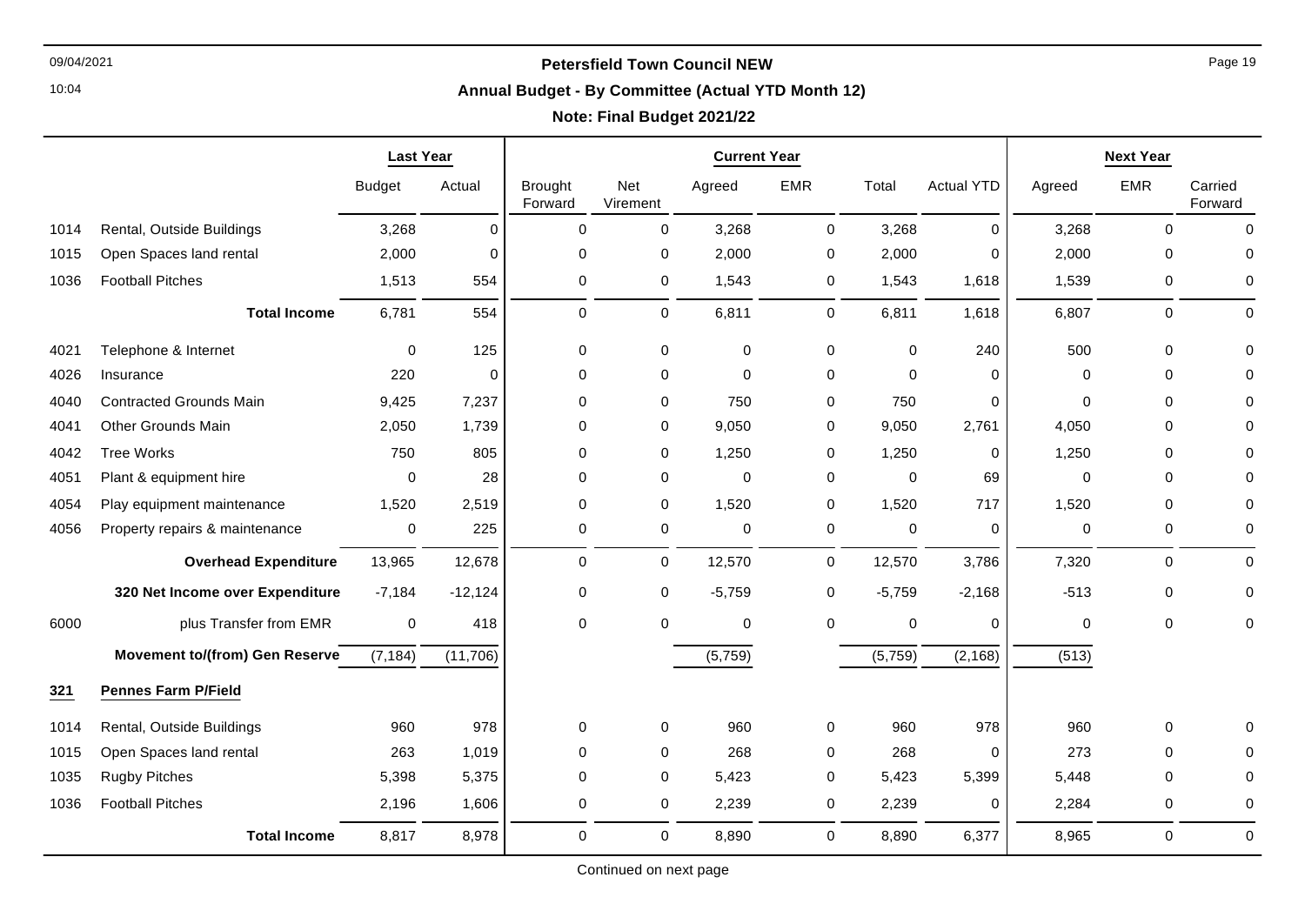# Petersfield Town Council NEW

## Annual Budget - By Committee (Actual YTD Month 12)

**Note: Final Budget 2021/22**

| | | Last Year | | Current Year | | | | | | Next Year | | |
|---|---|---|---|---|---|---|---|---|---|---|---|---|
| | | Budget | Actual | Brought Forward | Net Virement | Agreed | EMR | Total | Actual YTD | Agreed | EMR | Carried Forward |
| 1014 | Rental, Outside Buildings | 3,268 | 0 | 0 | 0 | 3,268 | 0 | 3,268 | 0 | 3,268 | 0 | 0 |
| 1015 | Open Spaces land rental | 2,000 | 0 | 0 | 0 | 2,000 | 0 | 2,000 | 0 | 2,000 | 0 | 0 |
| 1036 | Football Pitches | 1,513 | 554 | 0 | 0 | 1,543 | 0 | 1,543 | 1,618 | 1,539 | 0 | 0 |
| | **Total Income** | 6,781 | 554 | 0 | 0 | 6,811 | 0 | 6,811 | 1,618 | 6,807 | 0 | 0 |
| 4021 | Telephone & Internet | 0 | 125 | 0 | 0 | 0 | 0 | 0 | 240 | 500 | 0 | 0 |
| 4026 | Insurance | 220 | 0 | 0 | 0 | 0 | 0 | 0 | 0 | 0 | 0 | 0 |
| 4040 | Contracted Grounds Main | 9,425 | 7,237 | 0 | 0 | 750 | 0 | 750 | 0 | 0 | 0 | 0 |
| 4041 | Other Grounds Main | 2,050 | 1,739 | 0 | 0 | 9,050 | 0 | 9,050 | 2,761 | 4,050 | 0 | 0 |
| 4042 | Tree Works | 750 | 805 | 0 | 0 | 1,250 | 0 | 1,250 | 0 | 1,250 | 0 | 0 |
| 4051 | Plant & equipment hire | 0 | 28 | 0 | 0 | 0 | 0 | 0 | 69 | 0 | 0 | 0 |
| 4054 | Play equipment maintenance | 1,520 | 2,519 | 0 | 0 | 1,520 | 0 | 1,520 | 717 | 1,520 | 0 | 0 |
| 4056 | Property repairs & maintenance | 0 | 225 | 0 | 0 | 0 | 0 | 0 | 0 | 0 | 0 | 0 |
| | **Overhead Expenditure** | 13,965 | 12,678 | 0 | 0 | 12,570 | 0 | 12,570 | 3,786 | 7,320 | 0 | 0 |
| | **320 Net Income over Expenditure** | -7,184 | -12,124 | 0 | 0 | -5,759 | 0 | -5,759 | -2,168 | -513 | 0 | 0 |
| 6000 | plus Transfer from EMR | 0 | 418 | 0 | 0 | 0 | 0 | 0 | 0 | 0 | 0 | 0 |
| | **Movement to/(from) Gen Reserve** | (7,184) | (11,706) | | | (5,759) | | (5,759) | (2,168) | (513) | | |
| **321** | **Pennes Farm P/Field** | | | | | | | | | | | |
| 1014 | Rental, Outside Buildings | 960 | 978 | 0 | 0 | 960 | 0 | 960 | 978 | 960 | 0 | 0 |
| 1015 | Open Spaces land rental | 263 | 1,019 | 0 | 0 | 268 | 0 | 268 | 0 | 273 | 0 | 0 |
| 1035 | Rugby Pitches | 5,398 | 5,375 | 0 | 0 | 5,423 | 0 | 5,423 | 5,399 | 5,448 | 0 | 0 |
| 1036 | Football Pitches | 2,196 | 1,606 | 0 | 0 | 2,239 | 0 | 2,239 | 0 | 2,284 | 0 | 0 |
| | **Total Income** | 8,817 | 8,978 | 0 | 0 | 8,890 | 0 | 8,890 | 6,377 | 8,965 | 0 | 0 |

Continued on next page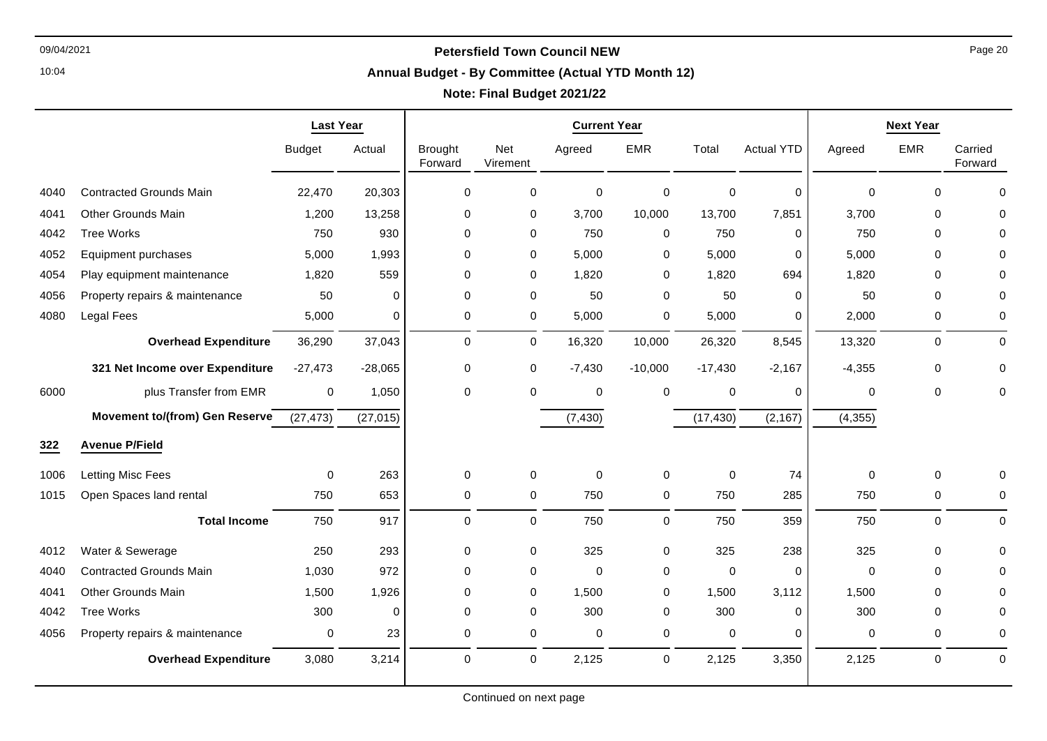# Petersfield Town Council NEW

## Annual Budget - By Committee (Actual YTD Month 12)

**Note: Final Budget 2021/22**

| | | Last Year | | Current Year | | | | | | Next Year | | |
|---|---|---|---|---|---|---|---|---|---|---|---|---|
| | | Budget | Actual | Brought Forward | Net Virement | Agreed | EMR | Total | Actual YTD | Agreed | EMR | Carried Forward |
| 4040 | Contracted Grounds Main | 22,470 | 20,303 | 0 | 0 | 0 | 0 | 0 | 0 | 0 | 0 | 0 |
| 4041 | Other Grounds Main | 1,200 | 13,258 | 0 | 0 | 3,700 | 10,000 | 13,700 | 7,851 | 3,700 | 0 | 0 |
| 4042 | Tree Works | 750 | 930 | 0 | 0 | 750 | 0 | 750 | 0 | 750 | 0 | 0 |
| 4052 | Equipment purchases | 5,000 | 1,993 | 0 | 0 | 5,000 | 0 | 5,000 | 0 | 5,000 | 0 | 0 |
| 4054 | Play equipment maintenance | 1,820 | 559 | 0 | 0 | 1,820 | 0 | 1,820 | 694 | 1,820 | 0 | 0 |
| 4056 | Property repairs & maintenance | 50 | 0 | 0 | 0 | 50 | 0 | 50 | 0 | 50 | 0 | 0 |
| 4080 | Legal Fees | 5,000 | 0 | 0 | 0 | 5,000 | 0 | 5,000 | 0 | 2,000 | 0 | 0 |
| | **Overhead Expenditure** | 36,290 | 37,043 | 0 | 0 | 16,320 | 10,000 | 26,320 | 8,545 | 13,320 | 0 | 0 |
| | **321 Net Income over Expenditure** | -27,473 | -28,065 | 0 | 0 | -7,430 | -10,000 | -17,430 | -2,167 | -4,355 | 0 | 0 |
| 6000 | plus Transfer from EMR | 0 | 1,050 | 0 | 0 | 0 | 0 | 0 | 0 | 0 | 0 | 0 |
| | **Movement to/(from) Gen Reserve** | (27,473) | (27,015) | | | (7,430) | | (17,430) | (2,167) | (4,355) | | |
| **322** | **Avenue P/Field** | | | | | | | | | | | |
| 1006 | Letting Misc Fees | 0 | 263 | 0 | 0 | 0 | 0 | 0 | 74 | 0 | 0 | 0 |
| 1015 | Open Spaces land rental | 750 | 653 | 0 | 0 | 750 | 0 | 750 | 285 | 750 | 0 | 0 |
| | **Total Income** | 750 | 917 | 0 | 0 | 750 | 0 | 750 | 359 | 750 | 0 | 0 |
| 4012 | Water & Sewerage | 250 | 293 | 0 | 0 | 325 | 0 | 325 | 238 | 325 | 0 | 0 |
| 4040 | Contracted Grounds Main | 1,030 | 972 | 0 | 0 | 0 | 0 | 0 | 0 | 0 | 0 | 0 |
| 4041 | Other Grounds Main | 1,500 | 1,926 | 0 | 0 | 1,500 | 0 | 1,500 | 3,112 | 1,500 | 0 | 0 |
| 4042 | Tree Works | 300 | 0 | 0 | 0 | 300 | 0 | 300 | 0 | 300 | 0 | 0 |
| 4056 | Property repairs & maintenance | 0 | 23 | 0 | 0 | 0 | 0 | 0 | 0 | 0 | 0 | 0 |
| | **Overhead Expenditure** | 3,080 | 3,214 | 0 | 0 | 2,125 | 0 | 2,125 | 3,350 | 2,125 | 0 | 0 |

Continued on next page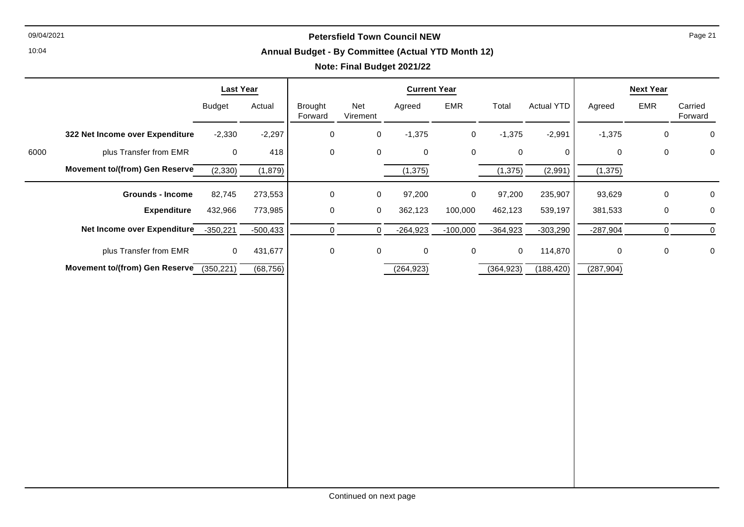# Petersfield Town Council NEW

## Annual Budget - By Committee (Actual YTD Month 12)

### Note: Final Budget 2021/22

| | | Last Year | | Current Year | | | | | | Next Year | | |
|---|---|---|---|---|---|---|---|---|---|---|---|---|
| | | Budget | Actual | Brought Forward | Net Virement | Agreed | EMR | Total | Actual YTD | Agreed | EMR | Carried Forward |
| | **322 Net Income over Expenditure** | -2,330 | -2,297 | 0 | 0 | -1,375 | 0 | -1,375 | -2,991 | -1,375 | 0 | 0 |
| 6000 | plus Transfer from EMR | 0 | 418 | 0 | 0 | 0 | 0 | 0 | 0 | 0 | 0 | 0 |
| | **Movement to/(from) Gen Reserve** | (2,330) | (1,879) | | | (1,375) | | (1,375) | (2,991) | (1,375) | | |
| | **Grounds - Income** | 82,745 | 273,553 | 0 | 0 | 97,200 | 0 | 97,200 | 235,907 | 93,629 | 0 | 0 |
| | **Expenditure** | 432,966 | 773,985 | 0 | 0 | 362,123 | 100,000 | 462,123 | 539,197 | 381,533 | 0 | 0 |
| | **Net Income over Expenditure** | -350,221 | -500,433 | 0 | 0 | -264,923 | -100,000 | -364,923 | -303,290 | -287,904 | 0 | 0 |
| | plus Transfer from EMR | 0 | 431,677 | 0 | 0 | 0 | 0 | 0 | 114,870 | 0 | 0 | 0 |
| | **Movement to/(from) Gen Reserve** | (350,221) | (68,756) | | | (264,923) | | (364,923) | (188,420) | (287,904) | | |

Continued on next page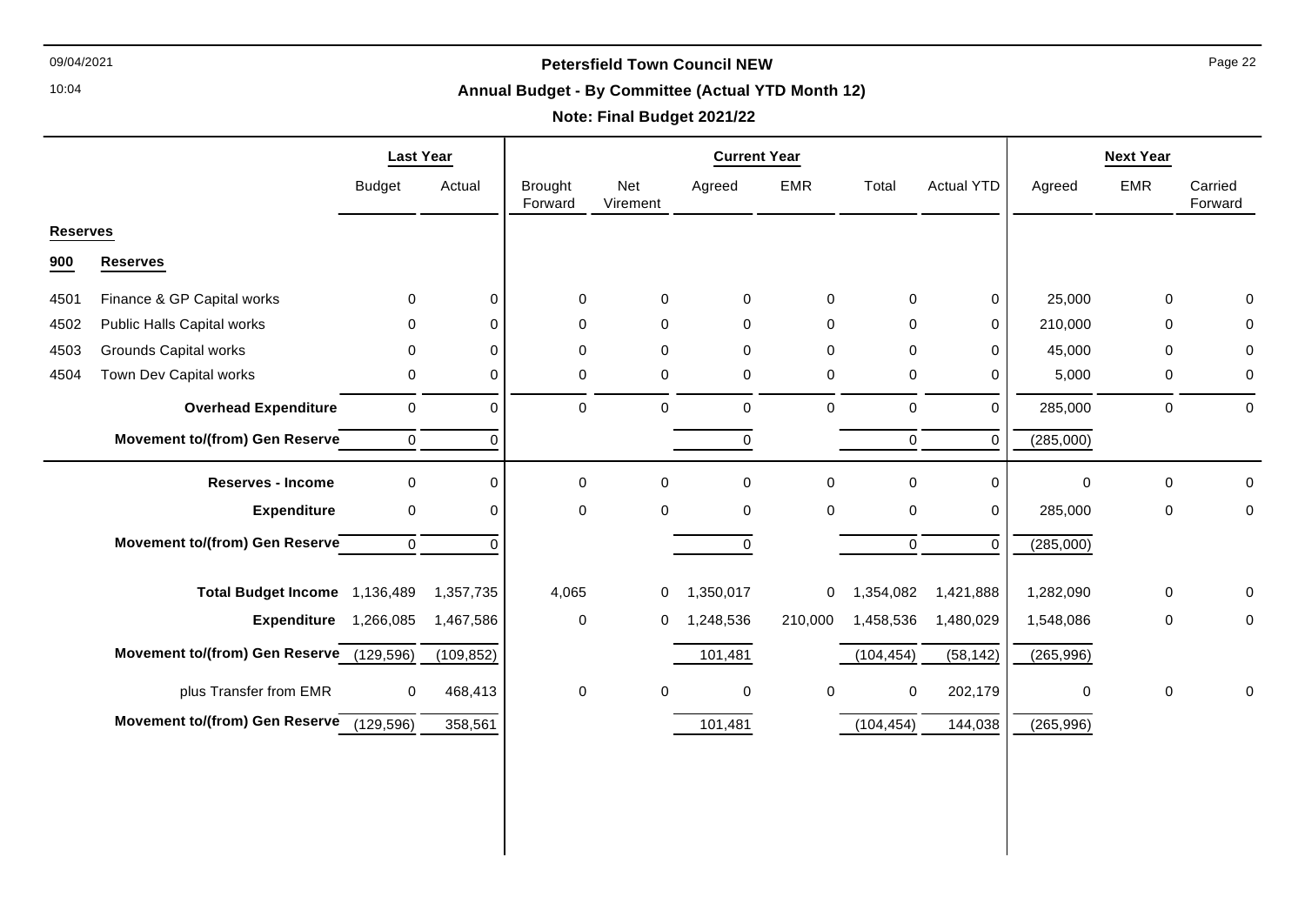# Petersfield Town Council NEW

## Annual Budget - By Committee (Actual YTD Month 12)

### Note: Final Budget 2021/22

| | | Last Year | | Current Year | | | | | | Next Year | | |
|---|---|---|---|---|---|---|---|---|---|---|---|---|
| | | Budget | Actual | Brought Forward | Net Virement | Agreed | EMR | Total | Actual YTD | Agreed | EMR | Carried Forward |
| **Reserves** | | | | | | | | | | | | |
| **900** | **Reserves** | | | | | | | | | | | |
| 4501 | Finance & GP Capital works | 0 | 0 | 0 | 0 | 0 | 0 | 0 | 0 | 25,000 | 0 | 0 |
| 4502 | Public Halls Capital works | 0 | 0 | 0 | 0 | 0 | 0 | 0 | 0 | 210,000 | 0 | 0 |
| 4503 | Grounds Capital works | 0 | 0 | 0 | 0 | 0 | 0 | 0 | 0 | 45,000 | 0 | 0 |
| 4504 | Town Dev Capital works | 0 | 0 | 0 | 0 | 0 | 0 | 0 | 0 | 5,000 | 0 | 0 |
| | **Overhead Expenditure** | 0 | 0 | 0 | 0 | 0 | 0 | 0 | 0 | 285,000 | 0 | 0 |
| | **Movement to/(from) Gen Reserve** | 0 | 0 | | | 0 | | 0 | 0 | (285,000) | | |
| | **Reserves - Income** | 0 | 0 | 0 | 0 | 0 | 0 | 0 | 0 | 0 | 0 | 0 |
| | **Expenditure** | 0 | 0 | 0 | 0 | 0 | 0 | 0 | 0 | 285,000 | 0 | 0 |
| | **Movement to/(from) Gen Reserve** | 0 | 0 | | | 0 | | 0 | 0 | (285,000) | | |
| | **Total Budget Income** | 1,136,489 | 1,357,735 | 4,065 | 0 | 1,350,017 | 0 | 1,354,082 | 1,421,888 | 1,282,090 | 0 | 0 |
| | **Expenditure** | 1,266,085 | 1,467,586 | 0 | 0 | 1,248,536 | 210,000 | 1,458,536 | 1,480,029 | 1,548,086 | 0 | 0 |
| | **Movement to/(from) Gen Reserve** | (129,596) | (109,852) | | | 101,481 | | (104,454) | (58,142) | (265,996) | | |
| | plus Transfer from EMR | 0 | 468,413 | 0 | 0 | 0 | 0 | 0 | 202,179 | 0 | 0 | 0 |
| | **Movement to/(from) Gen Reserve** | (129,596) | 358,561 | | | 101,481 | | (104,454) | 144,038 | (265,996) | | |